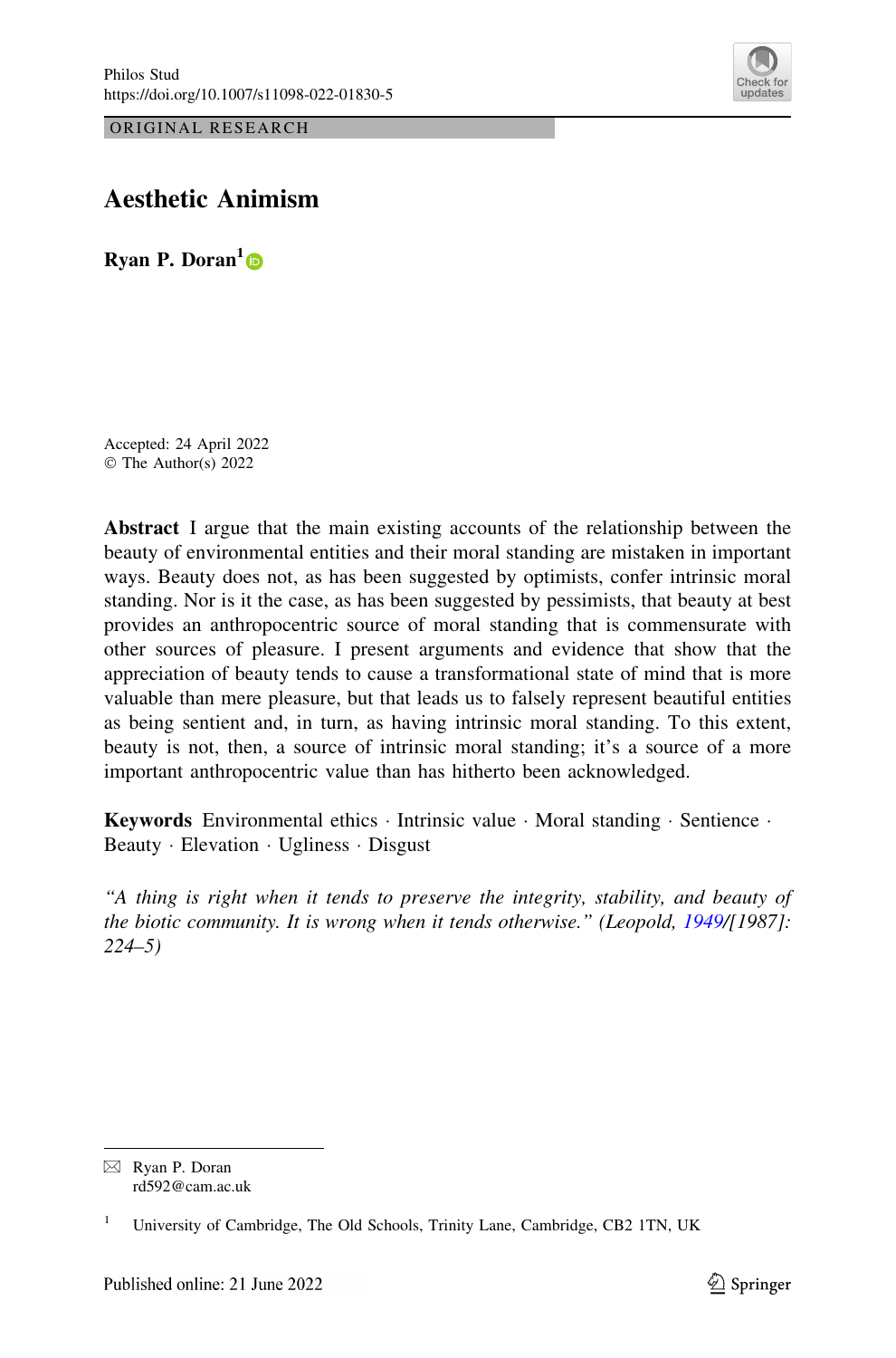ORIGINAL RESEARCH

# Aesthetic Animism

**Ryan P. Doran[1]**

Accepted: 24 April 2022
© The Author(s) 2022

**Abstract** I argue that the main existing accounts of the relationship between the beauty of environmental entities and their moral standing are mistaken in important ways. Beauty does not, as has been suggested by optimists, confer intrinsic moral standing. Nor is it the case, as has been suggested by pessimists, that beauty at best provides an anthropocentric source of moral standing that is commensurate with other sources of pleasure. I present arguments and evidence that show that the appreciation of beauty tends to cause a transformational state of mind that is more valuable than mere pleasure, but that leads us to falsely represent beautiful entities as being sentient and, in turn, as having intrinsic moral standing. To this extent, beauty is not, then, a source of intrinsic moral standing; it's a source of a more important anthropocentric value than has hitherto been acknowledged.

**Keywords** Environmental ethics · Intrinsic value · Moral standing · Sentience · Beauty · Elevation · Ugliness · Disgust

*"A thing is right when it tends to preserve the integrity, stability, and beauty of the biotic community. It is wrong when it tends otherwise." (Leopold, 1949/[1987]: 224–5)*

---

Ryan P. Doran
rd592@cam.ac.uk

[1] University of Cambridge, The Old Schools, Trinity Lane, Cambridge, CB2 1TN, UK

Published online: 21 June 2022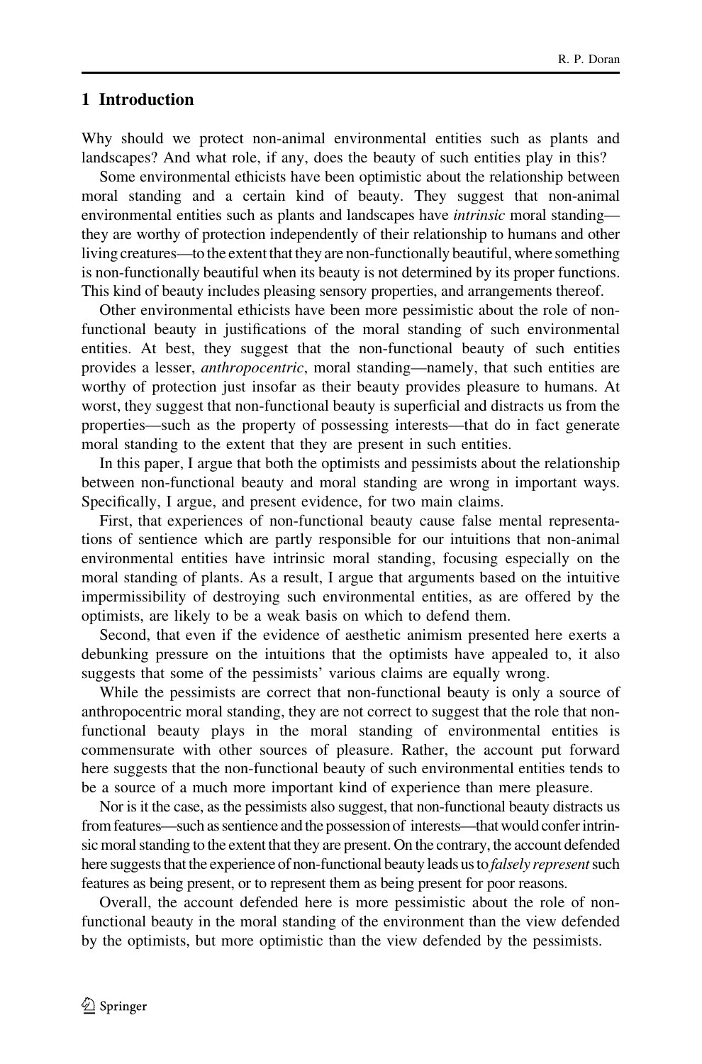## 1 Introduction

Why should we protect non-animal environmental entities such as plants and landscapes? And what role, if any, does the beauty of such entities play in this?

Some environmental ethicists have been optimistic about the relationship between moral standing and a certain kind of beauty. They suggest that non-animal environmental entities such as plants and landscapes have *intrinsic* moral standing—they are worthy of protection independently of their relationship to humans and other living creatures—to the extent that they are non-functionally beautiful, where something is non-functionally beautiful when its beauty is not determined by its proper functions. This kind of beauty includes pleasing sensory properties, and arrangements thereof.

Other environmental ethicists have been more pessimistic about the role of non-functional beauty in justifications of the moral standing of such environmental entities. At best, they suggest that the non-functional beauty of such entities provides a lesser, *anthropocentric*, moral standing—namely, that such entities are worthy of protection just insofar as their beauty provides pleasure to humans. At worst, they suggest that non-functional beauty is superficial and distracts us from the properties—such as the property of possessing interests—that do in fact generate moral standing to the extent that they are present in such entities.

In this paper, I argue that both the optimists and pessimists about the relationship between non-functional beauty and moral standing are wrong in important ways. Specifically, I argue, and present evidence, for two main claims.

First, that experiences of non-functional beauty cause false mental representations of sentience which are partly responsible for our intuitions that non-animal environmental entities have intrinsic moral standing, focusing especially on the moral standing of plants. As a result, I argue that arguments based on the intuitive impermissibility of destroying such environmental entities, as are offered by the optimists, are likely to be a weak basis on which to defend them.

Second, that even if the evidence of aesthetic animism presented here exerts a debunking pressure on the intuitions that the optimists have appealed to, it also suggests that some of the pessimists' various claims are equally wrong.

While the pessimists are correct that non-functional beauty is only a source of anthropocentric moral standing, they are not correct to suggest that the role that non-functional beauty plays in the moral standing of environmental entities is commensurate with other sources of pleasure. Rather, the account put forward here suggests that the non-functional beauty of such environmental entities tends to be a source of a much more important kind of experience than mere pleasure.

Nor is it the case, as the pessimists also suggest, that non-functional beauty distracts us from features—such as sentience and the possession of interests—that would confer intrinsic moral standing to the extent that they are present. On the contrary, the account defended here suggests that the experience of non-functional beauty leads us to *falsely represent* such features as being present, or to represent them as being present for poor reasons.

Overall, the account defended here is more pessimistic about the role of non-functional beauty in the moral standing of the environment than the view defended by the optimists, but more optimistic than the view defended by the pessimists.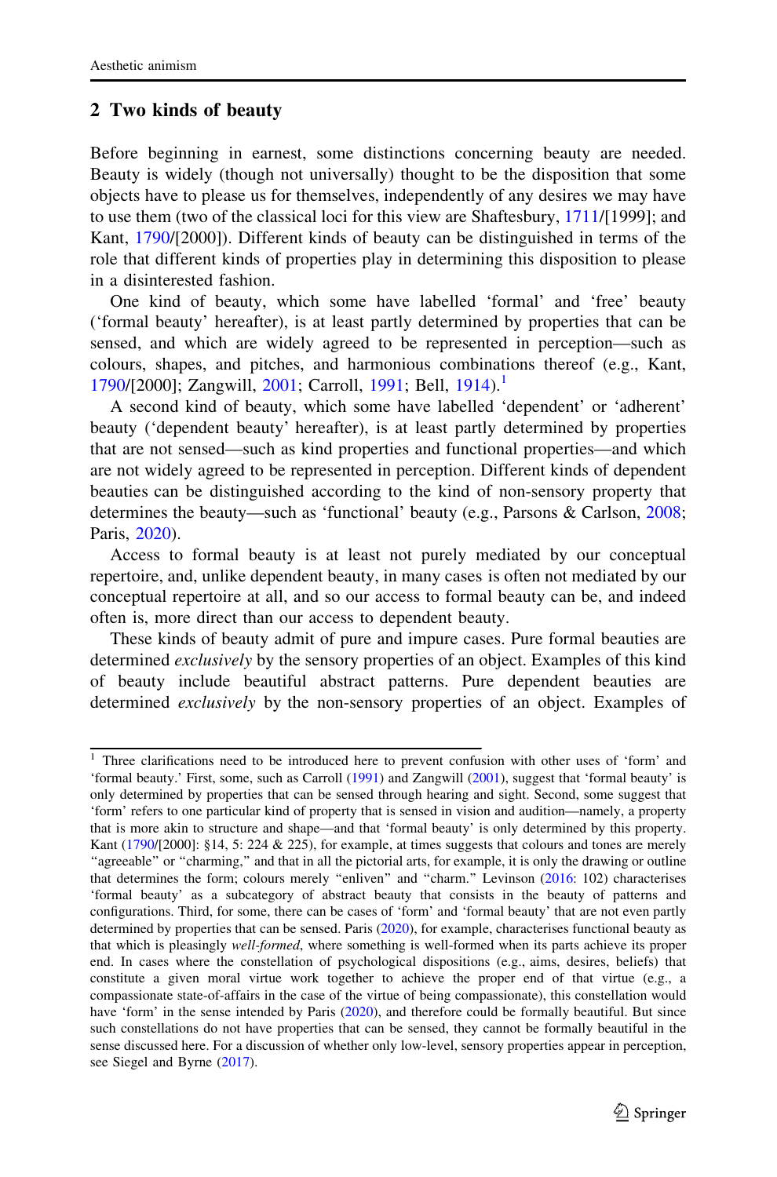## 2 Two kinds of beauty

Before beginning in earnest, some distinctions concerning beauty are needed. Beauty is widely (though not universally) thought to be the disposition that some objects have to please us for themselves, independently of any desires we may have to use them (two of the classical loci for this view are Shaftesbury, 1711/[1999]; and Kant, 1790/[2000]). Different kinds of beauty can be distinguished in terms of the role that different kinds of properties play in determining this disposition to please in a disinterested fashion.

One kind of beauty, which some have labelled 'formal' and 'free' beauty ('formal beauty' hereafter), is at least partly determined by properties that can be sensed, and which are widely agreed to be represented in perception—such as colours, shapes, and pitches, and harmonious combinations thereof (e.g., Kant, 1790/[2000]; Zangwill, 2001; Carroll, 1991; Bell, 1914).[1]

A second kind of beauty, which some have labelled 'dependent' or 'adherent' beauty ('dependent beauty' hereafter), is at least partly determined by properties that are not sensed—such as kind properties and functional properties—and which are not widely agreed to be represented in perception. Different kinds of dependent beauties can be distinguished according to the kind of non-sensory property that determines the beauty—such as 'functional' beauty (e.g., Parsons & Carlson, 2008; Paris, 2020).

Access to formal beauty is at least not purely mediated by our conceptual repertoire, and, unlike dependent beauty, in many cases is often not mediated by our conceptual repertoire at all, and so our access to formal beauty can be, and indeed often is, more direct than our access to dependent beauty.

These kinds of beauty admit of pure and impure cases. Pure formal beauties are determined *exclusively* by the sensory properties of an object. Examples of this kind of beauty include beautiful abstract patterns. Pure dependent beauties are determined *exclusively* by the non-sensory properties of an object. Examples of

---

[1] Three clarifications need to be introduced here to prevent confusion with other uses of 'form' and 'formal beauty.' First, some, such as Carroll (1991) and Zangwill (2001), suggest that 'formal beauty' is only determined by properties that can be sensed through hearing and sight. Second, some suggest that 'form' refers to one particular kind of property that is sensed in vision and audition—namely, a property that is more akin to structure and shape—and that 'formal beauty' is only determined by this property. Kant (1790/[2000]: §14, 5: 224 & 225), for example, at times suggests that colours and tones are merely "agreeable" or "charming," and that in all the pictorial arts, for example, it is only the drawing or outline that determines the form; colours merely "enliven" and "charm." Levinson (2016: 102) characterises 'formal beauty' as a subcategory of abstract beauty that consists in the beauty of patterns and configurations. Third, for some, there can be cases of 'form' and 'formal beauty' that are not even partly determined by properties that can be sensed. Paris (2020), for example, characterises functional beauty as that which is pleasingly *well-formed*, where something is well-formed when its parts achieve its proper end. In cases where the constellation of psychological dispositions (e.g., aims, desires, beliefs) that constitute a given moral virtue work together to achieve the proper end of that virtue (e.g., a compassionate state-of-affairs in the case of the virtue of being compassionate), this constellation would have 'form' in the sense intended by Paris (2020), and therefore could be formally beautiful. But since such constellations do not have properties that can be sensed, they cannot be formally beautiful in the sense discussed here. For a discussion of whether only low-level, sensory properties appear in perception, see Siegel and Byrne (2017).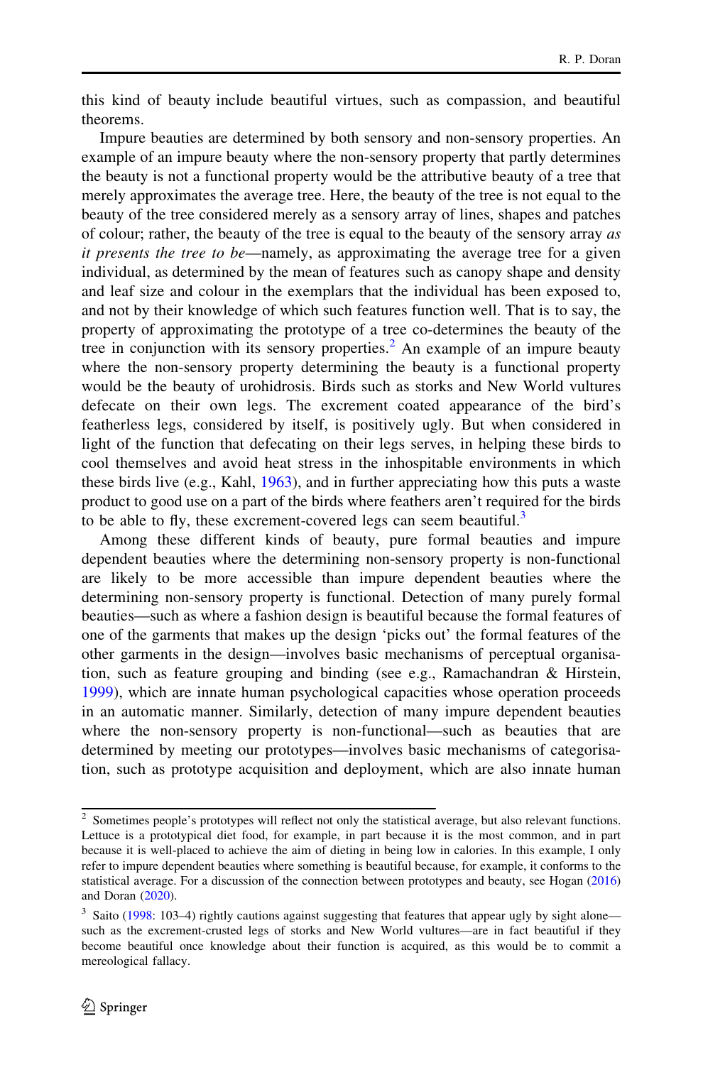this kind of beauty include beautiful virtues, such as compassion, and beautiful theorems.

Impure beauties are determined by both sensory and non-sensory properties. An example of an impure beauty where the non-sensory property that partly determines the beauty is not a functional property would be the attributive beauty of a tree that merely approximates the average tree. Here, the beauty of the tree is not equal to the beauty of the tree considered merely as a sensory array of lines, shapes and patches of colour; rather, the beauty of the tree is equal to the beauty of the sensory array *as it presents the tree to be*—namely, as approximating the average tree for a given individual, as determined by the mean of features such as canopy shape and density and leaf size and colour in the exemplars that the individual has been exposed to, and not by their knowledge of which such features function well. That is to say, the property of approximating the prototype of a tree co-determines the beauty of the tree in conjunction with its sensory properties.[2] An example of an impure beauty where the non-sensory property determining the beauty is a functional property would be the beauty of urohidrosis. Birds such as storks and New World vultures defecate on their own legs. The excrement coated appearance of the bird's featherless legs, considered by itself, is positively ugly. But when considered in light of the function that defecating on their legs serves, in helping these birds to cool themselves and avoid heat stress in the inhospitable environments in which these birds live (e.g., Kahl, 1963), and in further appreciating how this puts a waste product to good use on a part of the birds where feathers aren't required for the birds to be able to fly, these excrement-covered legs can seem beautiful.[3]

Among these different kinds of beauty, pure formal beauties and impure dependent beauties where the determining non-sensory property is non-functional are likely to be more accessible than impure dependent beauties where the determining non-sensory property is functional. Detection of many purely formal beauties—such as where a fashion design is beautiful because the formal features of one of the garments that makes up the design 'picks out' the formal features of the other garments in the design—involves basic mechanisms of perceptual organisation, such as feature grouping and binding (see e.g., Ramachandran & Hirstein, 1999), which are innate human psychological capacities whose operation proceeds in an automatic manner. Similarly, detection of many impure dependent beauties where the non-sensory property is non-functional—such as beauties that are determined by meeting our prototypes—involves basic mechanisms of categorisation, such as prototype acquisition and deployment, which are also innate human

---

[2] Sometimes people's prototypes will reflect not only the statistical average, but also relevant functions. Lettuce is a prototypical diet food, for example, in part because it is the most common, and in part because it is well-placed to achieve the aim of dieting in being low in calories. In this example, I only refer to impure dependent beauties where something is beautiful because, for example, it conforms to the statistical average. For a discussion of the connection between prototypes and beauty, see Hogan (2016) and Doran (2020).

[3] Saito (1998: 103–4) rightly cautions against suggesting that features that appear ugly by sight alone—such as the excrement-crusted legs of storks and New World vultures—are in fact beautiful if they become beautiful once knowledge about their function is acquired, as this would be to commit a mereological fallacy.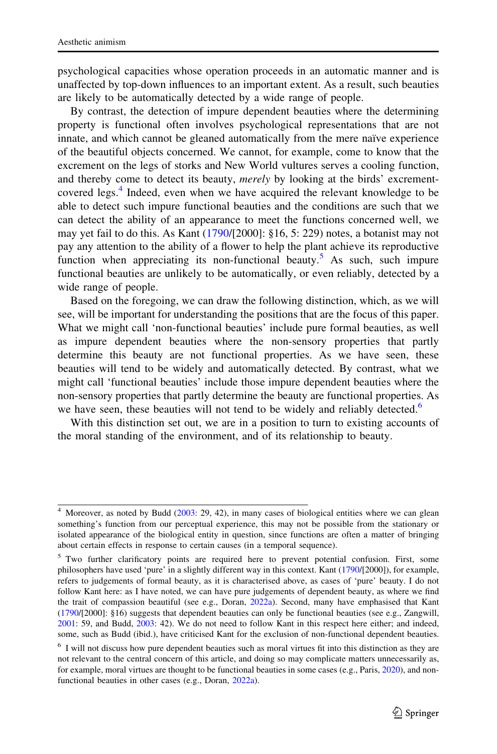psychological capacities whose operation proceeds in an automatic manner and is unaffected by top-down influences to an important extent. As a result, such beauties are likely to be automatically detected by a wide range of people.

By contrast, the detection of impure dependent beauties where the determining property is functional often involves psychological representations that are not innate, and which cannot be gleaned automatically from the mere naïve experience of the beautiful objects concerned. We cannot, for example, come to know that the excrement on the legs of storks and New World vultures serves a cooling function, and thereby come to detect its beauty, *merely* by looking at the birds' excrement-covered legs.[4] Indeed, even when we have acquired the relevant knowledge to be able to detect such impure functional beauties and the conditions are such that we can detect the ability of an appearance to meet the functions concerned well, we may yet fail to do this. As Kant (1790/[2000]: §16, 5: 229) notes, a botanist may not pay any attention to the ability of a flower to help the plant achieve its reproductive function when appreciating its non-functional beauty.[5] As such, such impure functional beauties are unlikely to be automatically, or even reliably, detected by a wide range of people.

Based on the foregoing, we can draw the following distinction, which, as we will see, will be important for understanding the positions that are the focus of this paper. What we might call 'non-functional beauties' include pure formal beauties, as well as impure dependent beauties where the non-sensory properties that partly determine this beauty are not functional properties. As we have seen, these beauties will tend to be widely and automatically detected. By contrast, what we might call 'functional beauties' include those impure dependent beauties where the non-sensory properties that partly determine the beauty are functional properties. As we have seen, these beauties will not tend to be widely and reliably detected.[6]

With this distinction set out, we are in a position to turn to existing accounts of the moral standing of the environment, and of its relationship to beauty.

---

[4] Moreover, as noted by Budd (2003: 29, 42), in many cases of biological entities where we can glean something's function from our perceptual experience, this may not be possible from the stationary or isolated appearance of the biological entity in question, since functions are often a matter of bringing about certain effects in response to certain causes (in a temporal sequence).

[5] Two further clarificatory points are required here to prevent potential confusion. First, some philosophers have used 'pure' in a slightly different way in this context. Kant (1790/[2000]), for example, refers to judgements of formal beauty, as it is characterised above, as cases of 'pure' beauty. I do not follow Kant here: as I have noted, we can have pure judgements of dependent beauty, as where we find the trait of compassion beautiful (see e.g., Doran, 2022a). Second, many have emphasised that Kant (1790/[2000]: §16) suggests that dependent beauties can only be functional beauties (see e.g., Zangwill, 2001: 59, and Budd, 2003: 42). We do not need to follow Kant in this respect here either; and indeed, some, such as Budd (ibid.), have criticised Kant for the exclusion of non-functional dependent beauties.

[6] I will not discuss how pure dependent beauties such as moral virtues fit into this distinction as they are not relevant to the central concern of this article, and doing so may complicate matters unnecessarily as, for example, moral virtues are thought to be functional beauties in some cases (e.g., Paris, 2020), and non-functional beauties in other cases (e.g., Doran, 2022a).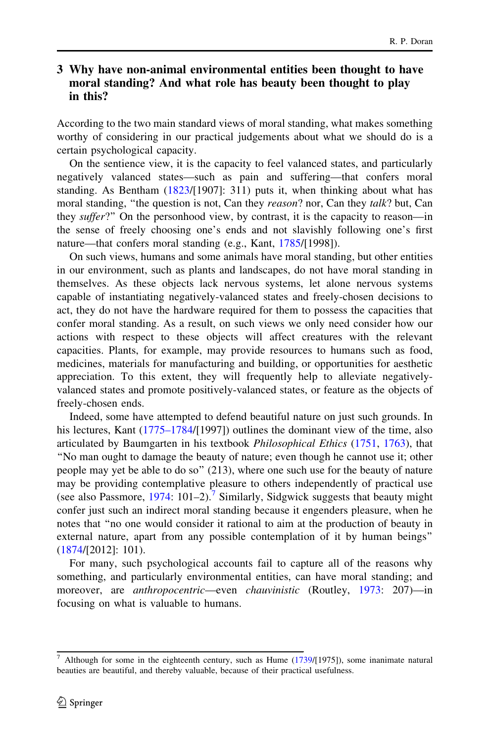## 3 Why have non-animal environmental entities been thought to have moral standing? And what role has beauty been thought to play in this?

According to the two main standard views of moral standing, what makes something worthy of considering in our practical judgements about what we should do is a certain psychological capacity.

On the sentience view, it is the capacity to feel valanced states, and particularly negatively valanced states—such as pain and suffering—that confers moral standing. As Bentham (1823/[1907]: 311) puts it, when thinking about what has moral standing, "the question is not, Can they *reason*? nor, Can they *talk*? but, Can they *suffer*?" On the personhood view, by contrast, it is the capacity to reason—in the sense of freely choosing one's ends and not slavishly following one's first nature—that confers moral standing (e.g., Kant, 1785/[1998]).

On such views, humans and some animals have moral standing, but other entities in our environment, such as plants and landscapes, do not have moral standing in themselves. As these objects lack nervous systems, let alone nervous systems capable of instantiating negatively-valanced states and freely-chosen decisions to act, they do not have the hardware required for them to possess the capacities that confer moral standing. As a result, on such views we only need consider how our actions with respect to these objects will affect creatures with the relevant capacities. Plants, for example, may provide resources to humans such as food, medicines, materials for manufacturing and building, or opportunities for aesthetic appreciation. To this extent, they will frequently help to alleviate negatively-valanced states and promote positively-valanced states, or feature as the objects of freely-chosen ends.

Indeed, some have attempted to defend beautiful nature on just such grounds. In his lectures, Kant (1775–1784/[1997]) outlines the dominant view of the time, also articulated by Baumgarten in his textbook *Philosophical Ethics* (1751, 1763), that "No man ought to damage the beauty of nature; even though he cannot use it; other people may yet be able to do so" (213), where one such use for the beauty of nature may be providing contemplative pleasure to others independently of practical use (see also Passmore, 1974: 101–2).[7] Similarly, Sidgwick suggests that beauty might confer just such an indirect moral standing because it engenders pleasure, when he notes that "no one would consider it rational to aim at the production of beauty in external nature, apart from any possible contemplation of it by human beings" (1874/[2012]: 101).

For many, such psychological accounts fail to capture all of the reasons why something, and particularly environmental entities, can have moral standing; and moreover, are *anthropocentric*—even *chauvinistic* (Routley, 1973: 207)—in focusing on what is valuable to humans.

[7] Although for some in the eighteenth century, such as Hume (1739/[1975]), some inanimate natural beauties are beautiful, and thereby valuable, because of their practical usefulness.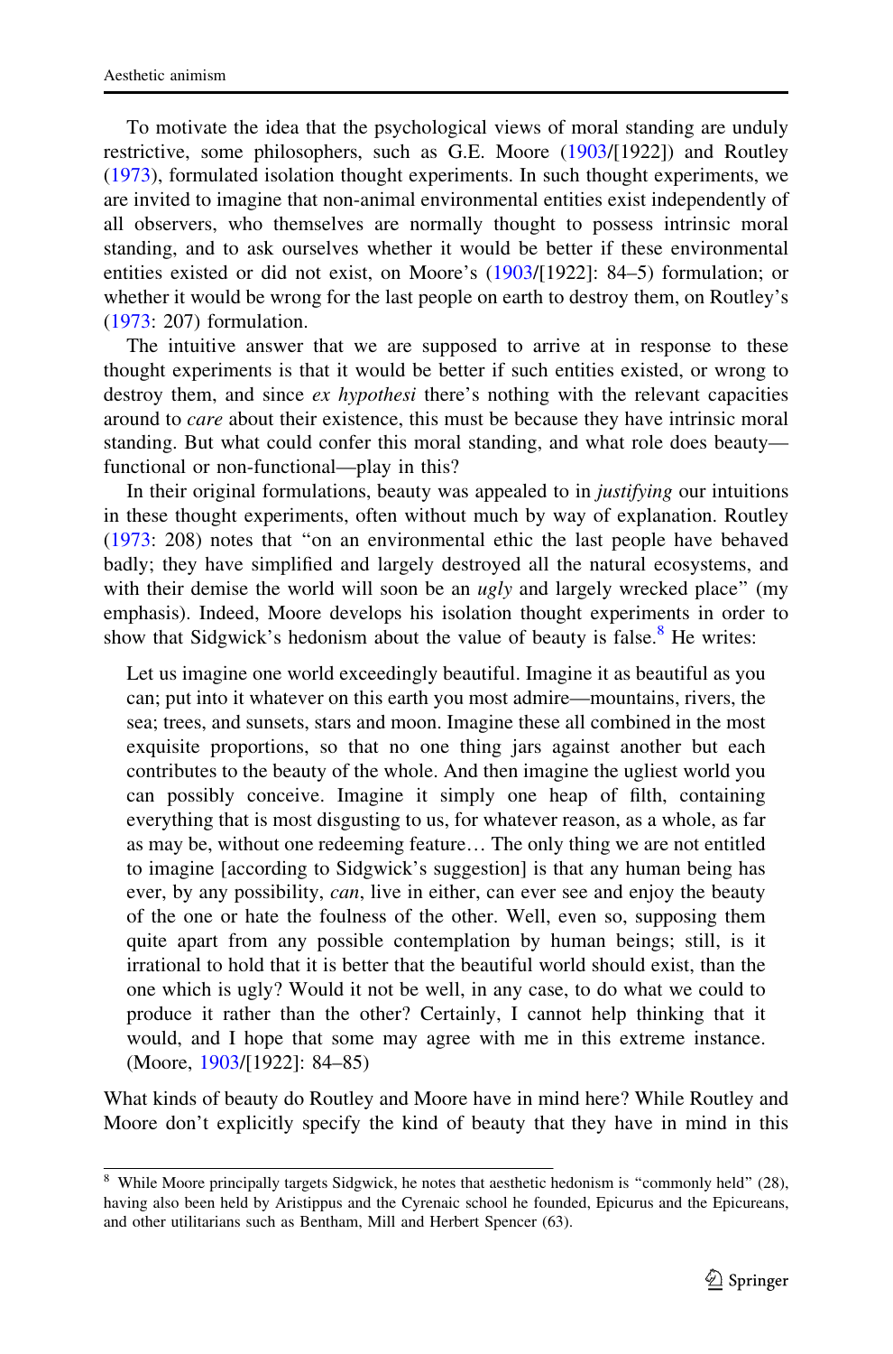To motivate the idea that the psychological views of moral standing are unduly restrictive, some philosophers, such as G.E. Moore (1903/[1922]) and Routley (1973), formulated isolation thought experiments. In such thought experiments, we are invited to imagine that non-animal environmental entities exist independently of all observers, who themselves are normally thought to possess intrinsic moral standing, and to ask ourselves whether it would be better if these environmental entities existed or did not exist, on Moore's (1903/[1922]: 84–5) formulation; or whether it would be wrong for the last people on earth to destroy them, on Routley's (1973: 207) formulation.

The intuitive answer that we are supposed to arrive at in response to these thought experiments is that it would be better if such entities existed, or wrong to destroy them, and since *ex hypothesi* there's nothing with the relevant capacities around to *care* about their existence, this must be because they have intrinsic moral standing. But what could confer this moral standing, and what role does beauty—functional or non-functional—play in this?

In their original formulations, beauty was appealed to in *justifying* our intuitions in these thought experiments, often without much by way of explanation. Routley (1973: 208) notes that "on an environmental ethic the last people have behaved badly; they have simplified and largely destroyed all the natural ecosystems, and with their demise the world will soon be an *ugly* and largely wrecked place" (my emphasis). Indeed, Moore develops his isolation thought experiments in order to show that Sidgwick's hedonism about the value of beauty is false.[8] He writes:

> Let us imagine one world exceedingly beautiful. Imagine it as beautiful as you can; put into it whatever on this earth you most admire—mountains, rivers, the sea; trees, and sunsets, stars and moon. Imagine these all combined in the most exquisite proportions, so that no one thing jars against another but each contributes to the beauty of the whole. And then imagine the ugliest world you can possibly conceive. Imagine it simply one heap of filth, containing everything that is most disgusting to us, for whatever reason, as a whole, as far as may be, without one redeeming feature… The only thing we are not entitled to imagine [according to Sidgwick's suggestion] is that any human being has ever, by any possibility, *can*, live in either, can ever see and enjoy the beauty of the one or hate the foulness of the other. Well, even so, supposing them quite apart from any possible contemplation by human beings; still, is it irrational to hold that it is better that the beautiful world should exist, than the one which is ugly? Would it not be well, in any case, to do what we could to produce it rather than the other? Certainly, I cannot help thinking that it would, and I hope that some may agree with me in this extreme instance. (Moore, 1903/[1922]: 84–85)

What kinds of beauty do Routley and Moore have in mind here? While Routley and Moore don't explicitly specify the kind of beauty that they have in mind in this

[8] While Moore principally targets Sidgwick, he notes that aesthetic hedonism is "commonly held" (28), having also been held by Aristippus and the Cyrenaic school he founded, Epicurus and the Epicureans, and other utilitarians such as Bentham, Mill and Herbert Spencer (63).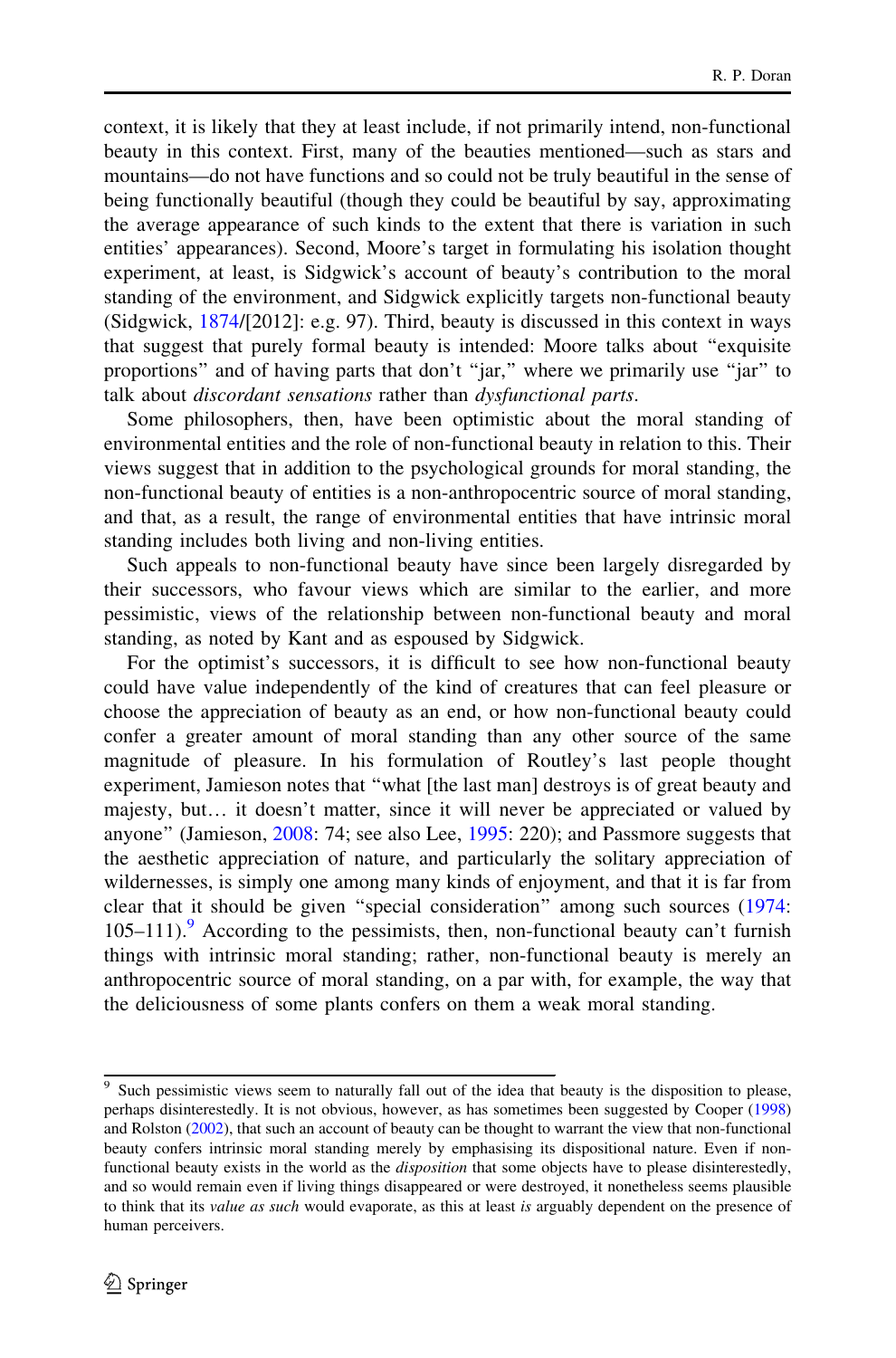context, it is likely that they at least include, if not primarily intend, non-functional beauty in this context. First, many of the beauties mentioned—such as stars and mountains—do not have functions and so could not be truly beautiful in the sense of being functionally beautiful (though they could be beautiful by say, approximating the average appearance of such kinds to the extent that there is variation in such entities' appearances). Second, Moore's target in formulating his isolation thought experiment, at least, is Sidgwick's account of beauty's contribution to the moral standing of the environment, and Sidgwick explicitly targets non-functional beauty (Sidgwick, 1874/[2012]: e.g. 97). Third, beauty is discussed in this context in ways that suggest that purely formal beauty is intended: Moore talks about "exquisite proportions" and of having parts that don't "jar," where we primarily use "jar" to talk about *discordant sensations* rather than *dysfunctional parts*.

Some philosophers, then, have been optimistic about the moral standing of environmental entities and the role of non-functional beauty in relation to this. Their views suggest that in addition to the psychological grounds for moral standing, the non-functional beauty of entities is a non-anthropocentric source of moral standing, and that, as a result, the range of environmental entities that have intrinsic moral standing includes both living and non-living entities.

Such appeals to non-functional beauty have since been largely disregarded by their successors, who favour views which are similar to the earlier, and more pessimistic, views of the relationship between non-functional beauty and moral standing, as noted by Kant and as espoused by Sidgwick.

For the optimist's successors, it is difficult to see how non-functional beauty could have value independently of the kind of creatures that can feel pleasure or choose the appreciation of beauty as an end, or how non-functional beauty could confer a greater amount of moral standing than any other source of the same magnitude of pleasure. In his formulation of Routley's last people thought experiment, Jamieson notes that "what [the last man] destroys is of great beauty and majesty, but… it doesn't matter, since it will never be appreciated or valued by anyone" (Jamieson, 2008: 74; see also Lee, 1995: 220); and Passmore suggests that the aesthetic appreciation of nature, and particularly the solitary appreciation of wildernesses, is simply one among many kinds of enjoyment, and that it is far from clear that it should be given "special consideration" among such sources (1974: 105–111).[9] According to the pessimists, then, non-functional beauty can't furnish things with intrinsic moral standing; rather, non-functional beauty is merely an anthropocentric source of moral standing, on a par with, for example, the way that the deliciousness of some plants confers on them a weak moral standing.

---

[9] Such pessimistic views seem to naturally fall out of the idea that beauty is the disposition to please, perhaps disinterestedly. It is not obvious, however, as has sometimes been suggested by Cooper (1998) and Rolston (2002), that such an account of beauty can be thought to warrant the view that non-functional beauty confers intrinsic moral standing merely by emphasising its dispositional nature. Even if non-functional beauty exists in the world as the *disposition* that some objects have to please disinterestedly, and so would remain even if living things disappeared or were destroyed, it nonetheless seems plausible to think that its *value as such* would evaporate, as this at least *is* arguably dependent on the presence of human perceivers.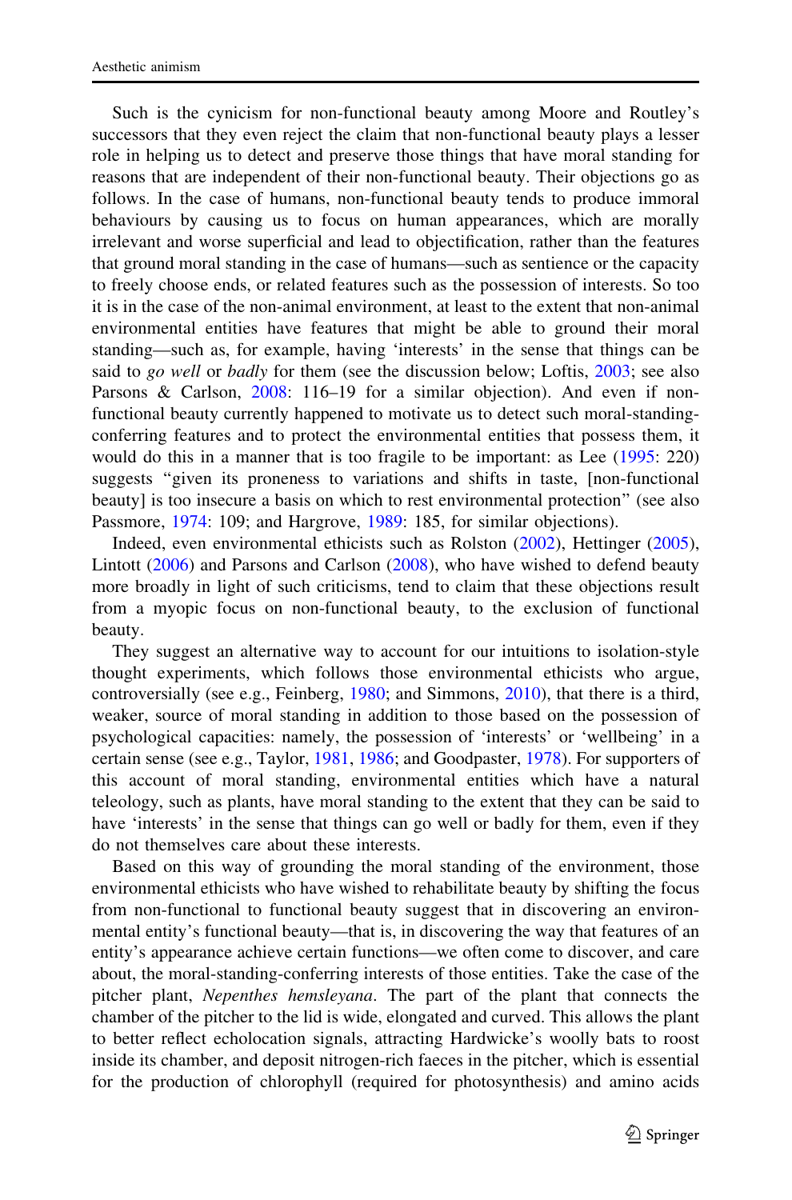Such is the cynicism for non-functional beauty among Moore and Routley's successors that they even reject the claim that non-functional beauty plays a lesser role in helping us to detect and preserve those things that have moral standing for reasons that are independent of their non-functional beauty. Their objections go as follows. In the case of humans, non-functional beauty tends to produce immoral behaviours by causing us to focus on human appearances, which are morally irrelevant and worse superficial and lead to objectification, rather than the features that ground moral standing in the case of humans—such as sentience or the capacity to freely choose ends, or related features such as the possession of interests. So too it is in the case of the non-animal environment, at least to the extent that non-animal environmental entities have features that might be able to ground their moral standing—such as, for example, having 'interests' in the sense that things can be said to *go well* or *badly* for them (see the discussion below; Loftis, 2003; see also Parsons & Carlson, 2008: 116–19 for a similar objection). And even if non-functional beauty currently happened to motivate us to detect such moral-standing-conferring features and to protect the environmental entities that possess them, it would do this in a manner that is too fragile to be important: as Lee (1995: 220) suggests "given its proneness to variations and shifts in taste, [non-functional beauty] is too insecure a basis on which to rest environmental protection" (see also Passmore, 1974: 109; and Hargrove, 1989: 185, for similar objections).

Indeed, even environmental ethicists such as Rolston (2002), Hettinger (2005), Lintott (2006) and Parsons and Carlson (2008), who have wished to defend beauty more broadly in light of such criticisms, tend to claim that these objections result from a myopic focus on non-functional beauty, to the exclusion of functional beauty.

They suggest an alternative way to account for our intuitions to isolation-style thought experiments, which follows those environmental ethicists who argue, controversially (see e.g., Feinberg, 1980; and Simmons, 2010), that there is a third, weaker, source of moral standing in addition to those based on the possession of psychological capacities: namely, the possession of 'interests' or 'wellbeing' in a certain sense (see e.g., Taylor, 1981, 1986; and Goodpaster, 1978). For supporters of this account of moral standing, environmental entities which have a natural teleology, such as plants, have moral standing to the extent that they can be said to have 'interests' in the sense that things can go well or badly for them, even if they do not themselves care about these interests.

Based on this way of grounding the moral standing of the environment, those environmental ethicists who have wished to rehabilitate beauty by shifting the focus from non-functional to functional beauty suggest that in discovering an environmental entity's functional beauty—that is, in discovering the way that features of an entity's appearance achieve certain functions—we often come to discover, and care about, the moral-standing-conferring interests of those entities. Take the case of the pitcher plant, *Nepenthes hemsleyana*. The part of the plant that connects the chamber of the pitcher to the lid is wide, elongated and curved. This allows the plant to better reflect echolocation signals, attracting Hardwicke's woolly bats to roost inside its chamber, and deposit nitrogen-rich faeces in the pitcher, which is essential for the production of chlorophyll (required for photosynthesis) and amino acids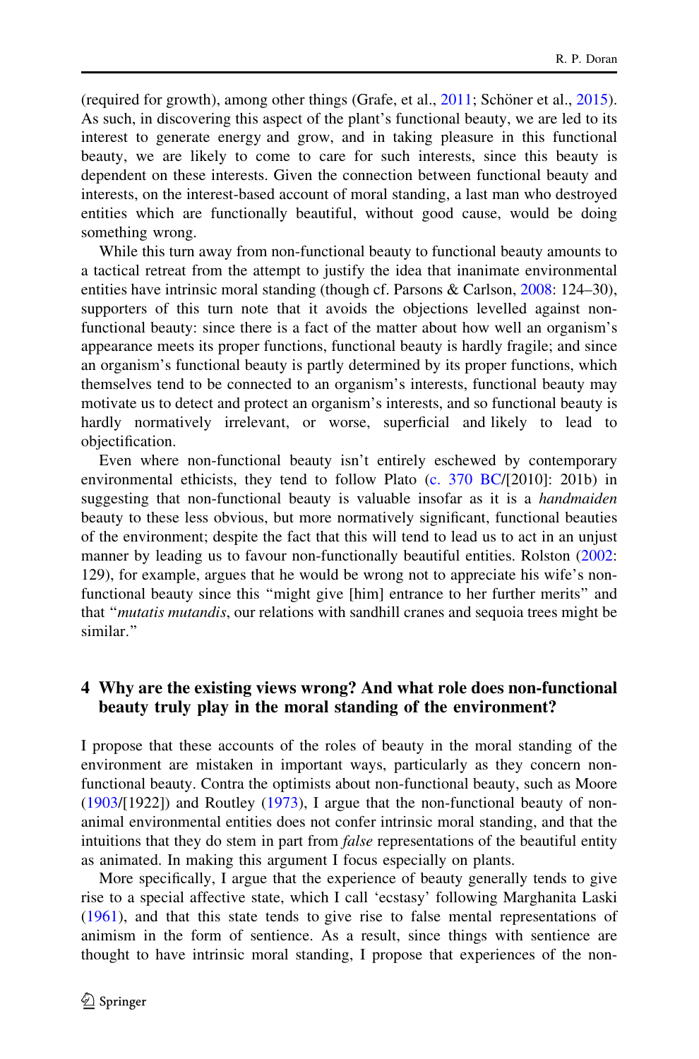(required for growth), among other things (Grafe, et al., 2011; Schöner et al., 2015). As such, in discovering this aspect of the plant's functional beauty, we are led to its interest to generate energy and grow, and in taking pleasure in this functional beauty, we are likely to come to care for such interests, since this beauty is dependent on these interests. Given the connection between functional beauty and interests, on the interest-based account of moral standing, a last man who destroyed entities which are functionally beautiful, without good cause, would be doing something wrong.

While this turn away from non-functional beauty to functional beauty amounts to a tactical retreat from the attempt to justify the idea that inanimate environmental entities have intrinsic moral standing (though cf. Parsons & Carlson, 2008: 124–30), supporters of this turn note that it avoids the objections levelled against non-functional beauty: since there is a fact of the matter about how well an organism's appearance meets its proper functions, functional beauty is hardly fragile; and since an organism's functional beauty is partly determined by its proper functions, which themselves tend to be connected to an organism's interests, functional beauty may motivate us to detect and protect an organism's interests, and so functional beauty is hardly normatively irrelevant, or worse, superficial and likely to lead to objectification.

Even where non-functional beauty isn't entirely eschewed by contemporary environmental ethicists, they tend to follow Plato (c. 370 BC/[2010]: 201b) in suggesting that non-functional beauty is valuable insofar as it is a *handmaiden* beauty to these less obvious, but more normatively significant, functional beauties of the environment; despite the fact that this will tend to lead us to act in an unjust manner by leading us to favour non-functionally beautiful entities. Rolston (2002: 129), for example, argues that he would be wrong not to appreciate his wife's non-functional beauty since this "might give [him] entrance to her further merits" and that "*mutatis mutandis*, our relations with sandhill cranes and sequoia trees might be similar."

## 4 Why are the existing views wrong? And what role does non-functional beauty truly play in the moral standing of the environment?

I propose that these accounts of the roles of beauty in the moral standing of the environment are mistaken in important ways, particularly as they concern non-functional beauty. Contra the optimists about non-functional beauty, such as Moore (1903/[1922]) and Routley (1973), I argue that the non-functional beauty of non-animal environmental entities does not confer intrinsic moral standing, and that the intuitions that they do stem in part from *false* representations of the beautiful entity as animated. In making this argument I focus especially on plants.

More specifically, I argue that the experience of beauty generally tends to give rise to a special affective state, which I call 'ecstasy' following Marghanita Laski (1961), and that this state tends to give rise to false mental representations of animism in the form of sentience. As a result, since things with sentience are thought to have intrinsic moral standing, I propose that experiences of the non-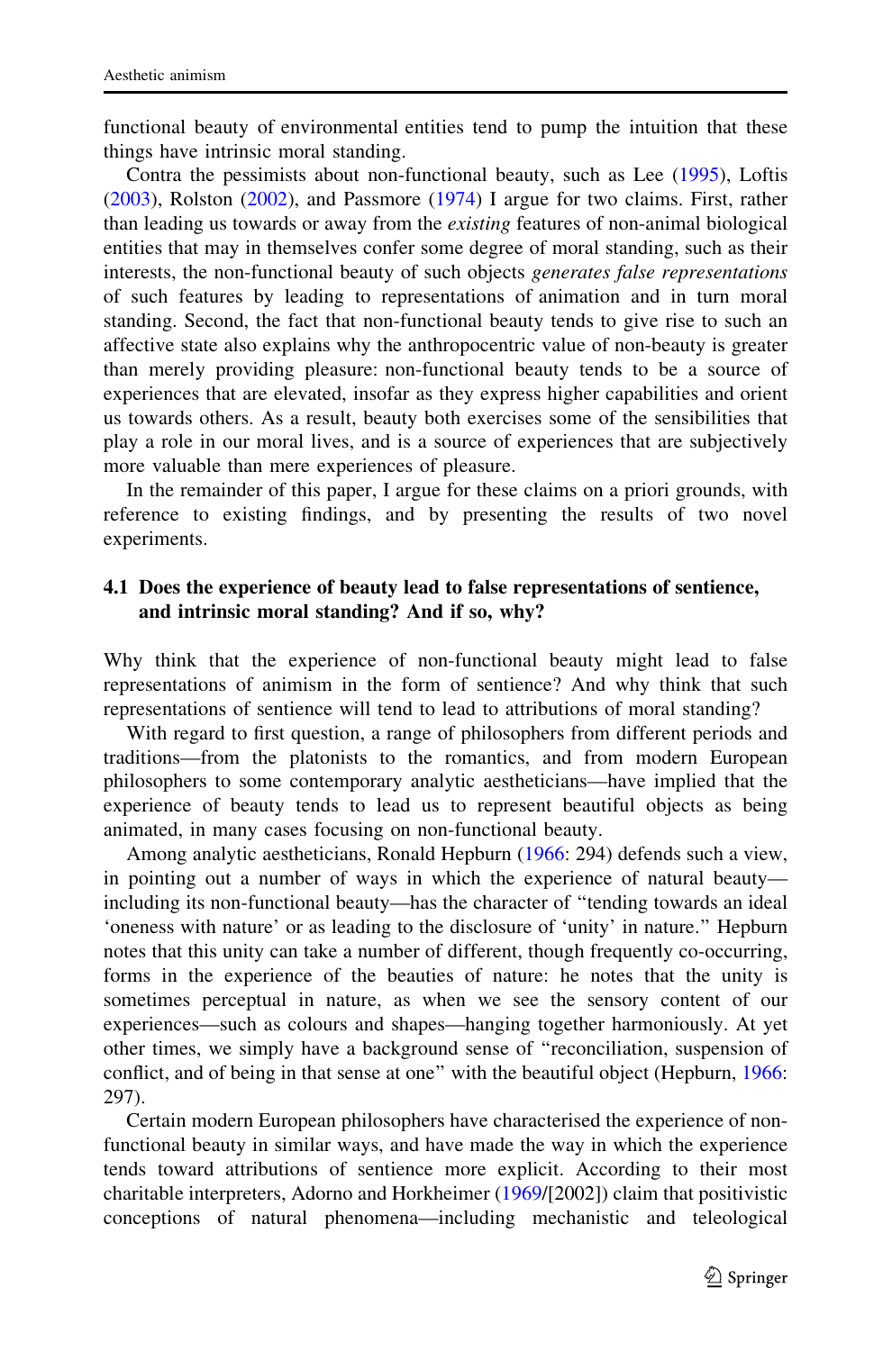functional beauty of environmental entities tend to pump the intuition that these things have intrinsic moral standing.

Contra the pessimists about non-functional beauty, such as Lee (1995), Loftis (2003), Rolston (2002), and Passmore (1974) I argue for two claims. First, rather than leading us towards or away from the *existing* features of non-animal biological entities that may in themselves confer some degree of moral standing, such as their interests, the non-functional beauty of such objects *generates false representations* of such features by leading to representations of animation and in turn moral standing. Second, the fact that non-functional beauty tends to give rise to such an affective state also explains why the anthropocentric value of non-beauty is greater than merely providing pleasure: non-functional beauty tends to be a source of experiences that are elevated, insofar as they express higher capabilities and orient us towards others. As a result, beauty both exercises some of the sensibilities that play a role in our moral lives, and is a source of experiences that are subjectively more valuable than mere experiences of pleasure.

In the remainder of this paper, I argue for these claims on a priori grounds, with reference to existing findings, and by presenting the results of two novel experiments.

### 4.1 Does the experience of beauty lead to false representations of sentience, and intrinsic moral standing? And if so, why?

Why think that the experience of non-functional beauty might lead to false representations of animism in the form of sentience? And why think that such representations of sentience will tend to lead to attributions of moral standing?

With regard to first question, a range of philosophers from different periods and traditions—from the platonists to the romantics, and from modern European philosophers to some contemporary analytic aestheticians—have implied that the experience of beauty tends to lead us to represent beautiful objects as being animated, in many cases focusing on non-functional beauty.

Among analytic aestheticians, Ronald Hepburn (1966: 294) defends such a view, in pointing out a number of ways in which the experience of natural beauty—including its non-functional beauty—has the character of "tending towards an ideal 'oneness with nature' or as leading to the disclosure of 'unity' in nature." Hepburn notes that this unity can take a number of different, though frequently co-occurring, forms in the experience of the beauties of nature: he notes that the unity is sometimes perceptual in nature, as when we see the sensory content of our experiences—such as colours and shapes—hanging together harmoniously. At yet other times, we simply have a background sense of "reconciliation, suspension of conflict, and of being in that sense at one" with the beautiful object (Hepburn, 1966: 297).

Certain modern European philosophers have characterised the experience of non-functional beauty in similar ways, and have made the way in which the experience tends toward attributions of sentience more explicit. According to their most charitable interpreters, Adorno and Horkheimer (1969/[2002]) claim that positivistic conceptions of natural phenomena—including mechanistic and teleological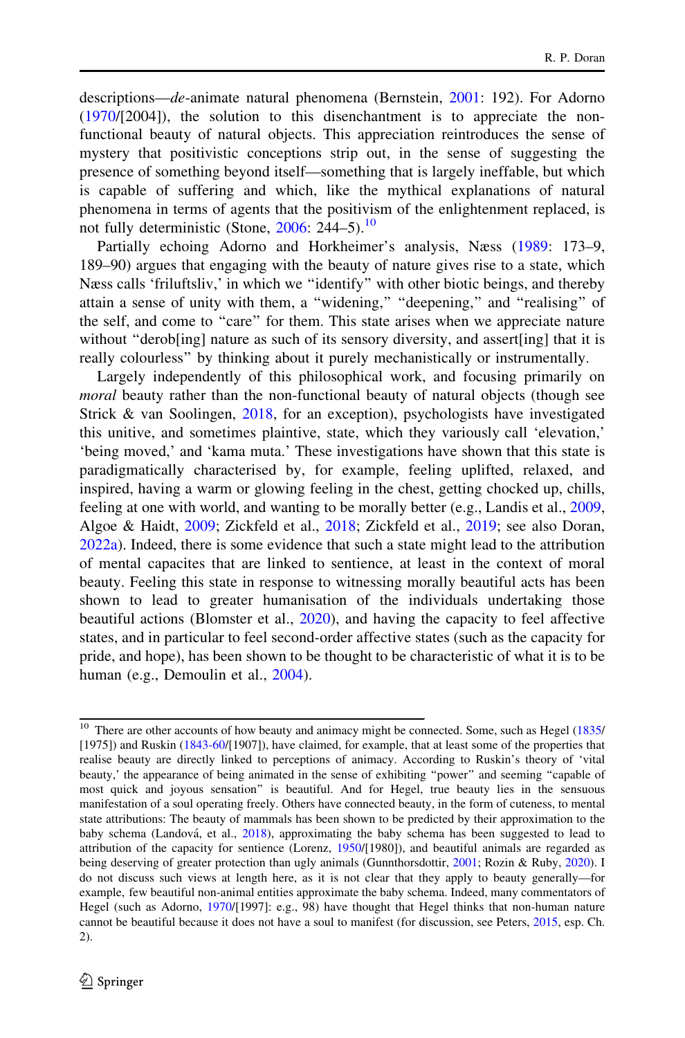descriptions—*de*-animate natural phenomena (Bernstein, 2001: 192). For Adorno (1970/[2004]), the solution to this disenchantment is to appreciate the non-functional beauty of natural objects. This appreciation reintroduces the sense of mystery that positivistic conceptions strip out, in the sense of suggesting the presence of something beyond itself—something that is largely ineffable, but which is capable of suffering and which, like the mythical explanations of natural phenomena in terms of agents that the positivism of the enlightenment replaced, is not fully deterministic (Stone, 2006: 244–5).[10]

Partially echoing Adorno and Horkheimer's analysis, Næss (1989: 173–9, 189–90) argues that engaging with the beauty of nature gives rise to a state, which Næss calls 'friluftsliv,' in which we "identify" with other biotic beings, and thereby attain a sense of unity with them, a "widening," "deepening," and "realising" of the self, and come to "care" for them. This state arises when we appreciate nature without "derob[ing] nature as such of its sensory diversity, and assert[ing] that it is really colourless" by thinking about it purely mechanistically or instrumentally.

Largely independently of this philosophical work, and focusing primarily on *moral* beauty rather than the non-functional beauty of natural objects (though see Strick & van Soolingen, 2018, for an exception), psychologists have investigated this unitive, and sometimes plaintive, state, which they variously call 'elevation,' 'being moved,' and 'kama muta.' These investigations have shown that this state is paradigmatically characterised by, for example, feeling uplifted, relaxed, and inspired, having a warm or glowing feeling in the chest, getting chocked up, chills, feeling at one with world, and wanting to be morally better (e.g., Landis et al., 2009, Algoe & Haidt, 2009; Zickfeld et al., 2018; Zickfeld et al., 2019; see also Doran, 2022a). Indeed, there is some evidence that such a state might lead to the attribution of mental capacites that are linked to sentience, at least in the context of moral beauty. Feeling this state in response to witnessing morally beautiful acts has been shown to lead to greater humanisation of the individuals undertaking those beautiful actions (Blomster et al., 2020), and having the capacity to feel affective states, and in particular to feel second-order affective states (such as the capacity for pride, and hope), has been shown to be thought to be characteristic of what it is to be human (e.g., Demoulin et al., 2004).

---

[10] There are other accounts of how beauty and animacy might be connected. Some, such as Hegel (1835/[1975]) and Ruskin (1843-60/[1907]), have claimed, for example, that at least some of the properties that realise beauty are directly linked to perceptions of animacy. According to Ruskin's theory of 'vital beauty,' the appearance of being animated in the sense of exhibiting "power" and seeming "capable of most quick and joyous sensation" is beautiful. And for Hegel, true beauty lies in the sensuous manifestation of a soul operating freely. Others have connected beauty, in the form of cuteness, to mental state attributions: The beauty of mammals has been shown to be predicted by their approximation to the baby schema (Landová, et al., 2018), approximating the baby schema has been suggested to lead to attribution of the capacity for sentience (Lorenz, 1950/[1980]), and beautiful animals are regarded as being deserving of greater protection than ugly animals (Gunnthorsdottir, 2001; Rozin & Ruby, 2020). I do not discuss such views at length here, as it is not clear that they apply to beauty generally—for example, few beautiful non-animal entities approximate the baby schema. Indeed, many commentators of Hegel (such as Adorno, 1970/[1997]: e.g., 98) have thought that Hegel thinks that non-human nature cannot be beautiful because it does not have a soul to manifest (for discussion, see Peters, 2015, esp. Ch. 2).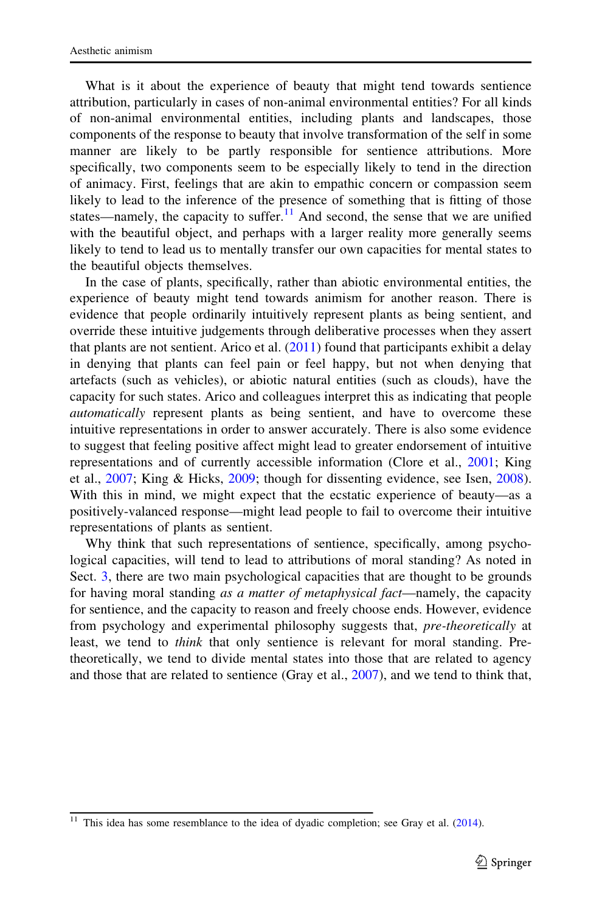What is it about the experience of beauty that might tend towards sentience attribution, particularly in cases of non-animal environmental entities? For all kinds of non-animal environmental entities, including plants and landscapes, those components of the response to beauty that involve transformation of the self in some manner are likely to be partly responsible for sentience attributions. More specifically, two components seem to be especially likely to tend in the direction of animacy. First, feelings that are akin to empathic concern or compassion seem likely to lead to the inference of the presence of something that is fitting of those states—namely, the capacity to suffer.[11] And second, the sense that we are unified with the beautiful object, and perhaps with a larger reality more generally seems likely to tend to lead us to mentally transfer our own capacities for mental states to the beautiful objects themselves.

In the case of plants, specifically, rather than abiotic environmental entities, the experience of beauty might tend towards animism for another reason. There is evidence that people ordinarily intuitively represent plants as being sentient, and override these intuitive judgements through deliberative processes when they assert that plants are not sentient. Arico et al. (2011) found that participants exhibit a delay in denying that plants can feel pain or feel happy, but not when denying that artefacts (such as vehicles), or abiotic natural entities (such as clouds), have the capacity for such states. Arico and colleagues interpret this as indicating that people *automatically* represent plants as being sentient, and have to overcome these intuitive representations in order to answer accurately. There is also some evidence to suggest that feeling positive affect might lead to greater endorsement of intuitive representations and of currently accessible information (Clore et al., 2001; King et al., 2007; King & Hicks, 2009; though for dissenting evidence, see Isen, 2008). With this in mind, we might expect that the ecstatic experience of beauty—as a positively-valanced response—might lead people to fail to overcome their intuitive representations of plants as sentient.

Why think that such representations of sentience, specifically, among psychological capacities, will tend to lead to attributions of moral standing? As noted in Sect. 3, there are two main psychological capacities that are thought to be grounds for having moral standing *as a matter of metaphysical fact*—namely, the capacity for sentience, and the capacity to reason and freely choose ends. However, evidence from psychology and experimental philosophy suggests that, *pre-theoretically* at least, we tend to *think* that only sentience is relevant for moral standing. Pre-theoretically, we tend to divide mental states into those that are related to agency and those that are related to sentience (Gray et al., 2007), and we tend to think that,

[11] This idea has some resemblance to the idea of dyadic completion; see Gray et al. (2014).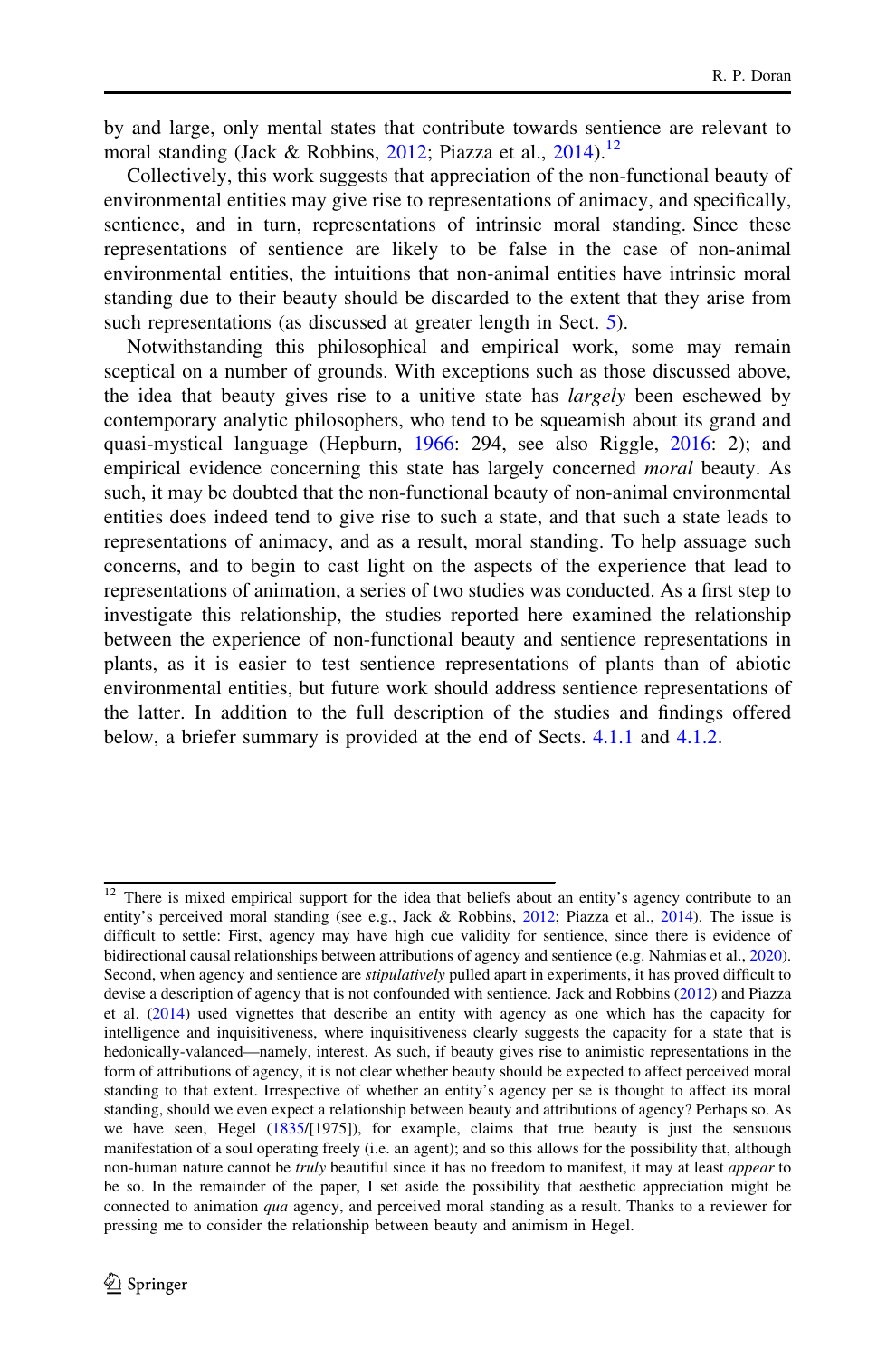by and large, only mental states that contribute towards sentience are relevant to moral standing (Jack & Robbins, 2012; Piazza et al., 2014).[12]

Collectively, this work suggests that appreciation of the non-functional beauty of environmental entities may give rise to representations of animacy, and specifically, sentience, and in turn, representations of intrinsic moral standing. Since these representations of sentience are likely to be false in the case of non-animal environmental entities, the intuitions that non-animal entities have intrinsic moral standing due to their beauty should be discarded to the extent that they arise from such representations (as discussed at greater length in Sect. 5).

Notwithstanding this philosophical and empirical work, some may remain sceptical on a number of grounds. With exceptions such as those discussed above, the idea that beauty gives rise to a unitive state has *largely* been eschewed by contemporary analytic philosophers, who tend to be squeamish about its grand and quasi-mystical language (Hepburn, 1966: 294, see also Riggle, 2016: 2); and empirical evidence concerning this state has largely concerned *moral* beauty. As such, it may be doubted that the non-functional beauty of non-animal environmental entities does indeed tend to give rise to such a state, and that such a state leads to representations of animacy, and as a result, moral standing. To help assuage such concerns, and to begin to cast light on the aspects of the experience that lead to representations of animation, a series of two studies was conducted. As a first step to investigate this relationship, the studies reported here examined the relationship between the experience of non-functional beauty and sentience representations in plants, as it is easier to test sentience representations of plants than of abiotic environmental entities, but future work should address sentience representations of the latter. In addition to the full description of the studies and findings offered below, a briefer summary is provided at the end of Sects. 4.1.1 and 4.1.2.

---

[12] There is mixed empirical support for the idea that beliefs about an entity's agency contribute to an entity's perceived moral standing (see e.g., Jack & Robbins, 2012; Piazza et al., 2014). The issue is difficult to settle: First, agency may have high cue validity for sentience, since there is evidence of bidirectional causal relationships between attributions of agency and sentience (e.g. Nahmias et al., 2020). Second, when agency and sentience are *stipulatively* pulled apart in experiments, it has proved difficult to devise a description of agency that is not confounded with sentience. Jack and Robbins (2012) and Piazza et al. (2014) used vignettes that describe an entity with agency as one which has the capacity for intelligence and inquisitiveness, where inquisitiveness clearly suggests the capacity for a state that is hedonically-valanced—namely, interest. As such, if beauty gives rise to animistic representations in the form of attributions of agency, it is not clear whether beauty should be expected to affect perceived moral standing to that extent. Irrespective of whether an entity's agency per se is thought to affect its moral standing, should we even expect a relationship between beauty and attributions of agency? Perhaps so. As we have seen, Hegel (1835/[1975]), for example, claims that true beauty is just the sensuous manifestation of a soul operating freely (i.e. an agent); and so this allows for the possibility that, although non-human nature cannot be *truly* beautiful since it has no freedom to manifest, it may at least *appear* to be so. In the remainder of the paper, I set aside the possibility that aesthetic appreciation might be connected to animation *qua* agency, and perceived moral standing as a result. Thanks to a reviewer for pressing me to consider the relationship between beauty and animism in Hegel.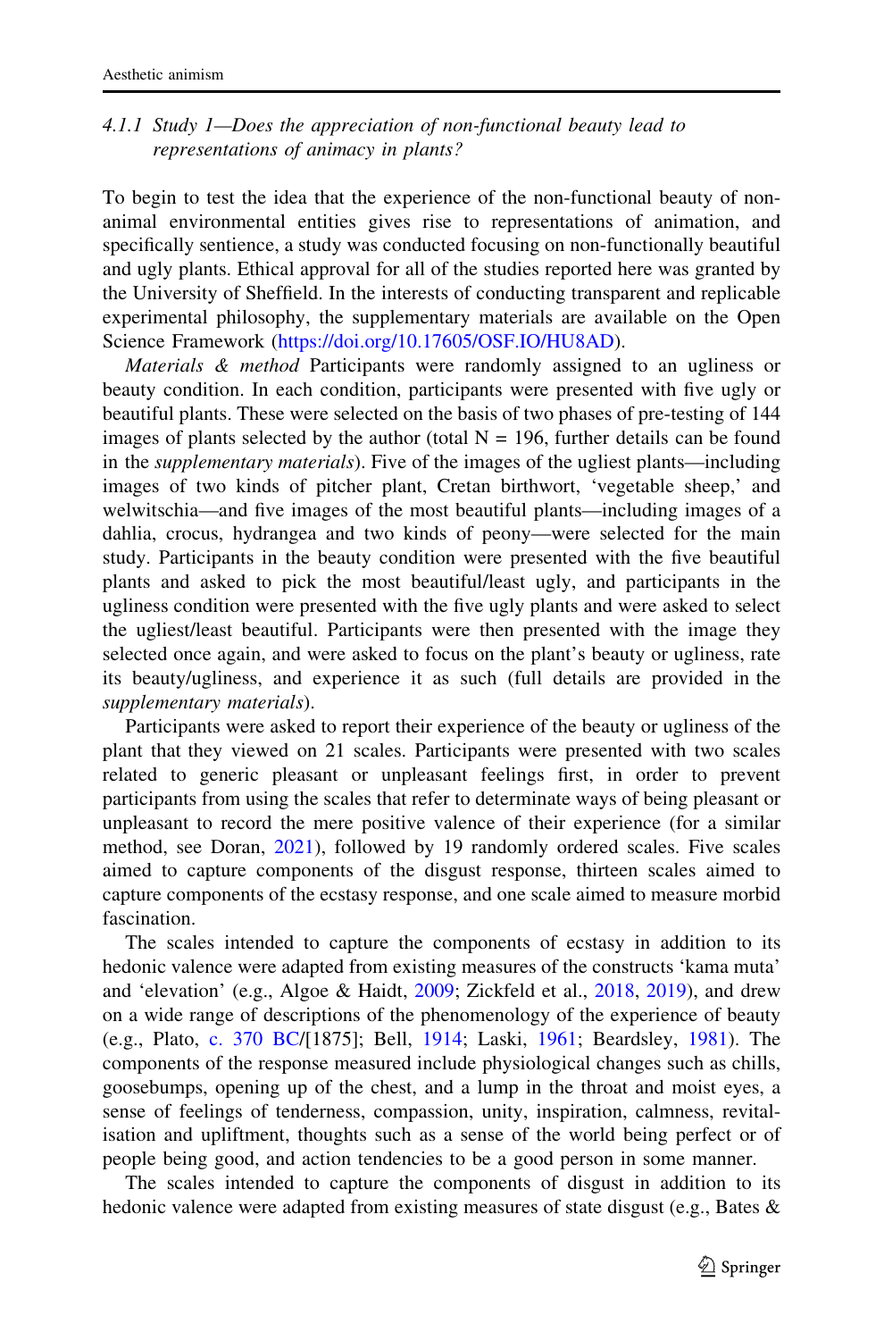#### 4.1.1 Study 1—Does the appreciation of non-functional beauty lead to representations of animacy in plants?

To begin to test the idea that the experience of the non-functional beauty of non-animal environmental entities gives rise to representations of animation, and specifically sentience, a study was conducted focusing on non-functionally beautiful and ugly plants. Ethical approval for all of the studies reported here was granted by the University of Sheffield. In the interests of conducting transparent and replicable experimental philosophy, the supplementary materials are available on the Open Science Framework (https://doi.org/10.17605/OSF.IO/HU8AD).

*Materials & method* Participants were randomly assigned to an ugliness or beauty condition. In each condition, participants were presented with five ugly or beautiful plants. These were selected on the basis of two phases of pre-testing of 144 images of plants selected by the author (total N = 196, further details can be found in the *supplementary materials*). Five of the images of the ugliest plants—including images of two kinds of pitcher plant, Cretan birthwort, 'vegetable sheep,' and welwitschia—and five images of the most beautiful plants—including images of a dahlia, crocus, hydrangea and two kinds of peony—were selected for the main study. Participants in the beauty condition were presented with the five beautiful plants and asked to pick the most beautiful/least ugly, and participants in the ugliness condition were presented with the five ugly plants and were asked to select the ugliest/least beautiful. Participants were then presented with the image they selected once again, and were asked to focus on the plant's beauty or ugliness, rate its beauty/ugliness, and experience it as such (full details are provided in the *supplementary materials*).

Participants were asked to report their experience of the beauty or ugliness of the plant that they viewed on 21 scales. Participants were presented with two scales related to generic pleasant or unpleasant feelings first, in order to prevent participants from using the scales that refer to determinate ways of being pleasant or unpleasant to record the mere positive valence of their experience (for a similar method, see Doran, 2021), followed by 19 randomly ordered scales. Five scales aimed to capture components of the disgust response, thirteen scales aimed to capture components of the ecstasy response, and one scale aimed to measure morbid fascination.

The scales intended to capture the components of ecstasy in addition to its hedonic valence were adapted from existing measures of the constructs 'kama muta' and 'elevation' (e.g., Algoe & Haidt, 2009; Zickfeld et al., 2018, 2019), and drew on a wide range of descriptions of the phenomenology of the experience of beauty (e.g., Plato, c. 370 BC/[1875]; Bell, 1914; Laski, 1961; Beardsley, 1981). The components of the response measured include physiological changes such as chills, goosebumps, opening up of the chest, and a lump in the throat and moist eyes, a sense of feelings of tenderness, compassion, unity, inspiration, calmness, revitalisation and upliftment, thoughts such as a sense of the world being perfect or of people being good, and action tendencies to be a good person in some manner.

The scales intended to capture the components of disgust in addition to its hedonic valence were adapted from existing measures of state disgust (e.g., Bates &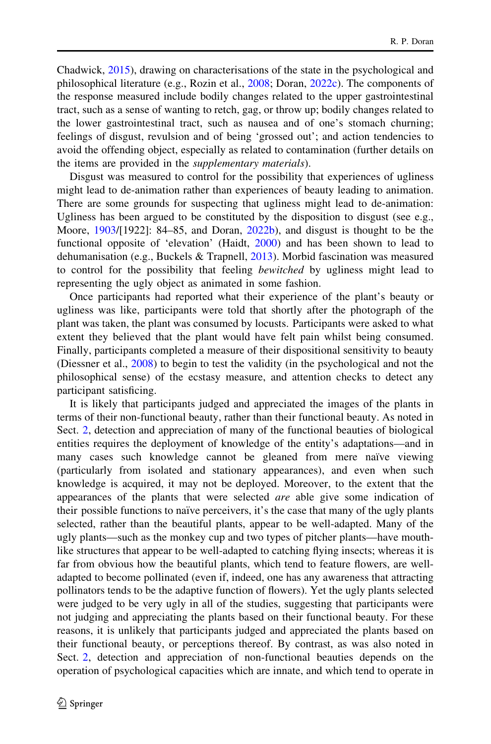Chadwick, 2015), drawing on characterisations of the state in the psychological and philosophical literature (e.g., Rozin et al., 2008; Doran, 2022c). The components of the response measured include bodily changes related to the upper gastrointestinal tract, such as a sense of wanting to retch, gag, or throw up; bodily changes related to the lower gastrointestinal tract, such as nausea and of one's stomach churning; feelings of disgust, revulsion and of being 'grossed out'; and action tendencies to avoid the offending object, especially as related to contamination (further details on the items are provided in the *supplementary materials*).

Disgust was measured to control for the possibility that experiences of ugliness might lead to de-animation rather than experiences of beauty leading to animation. There are some grounds for suspecting that ugliness might lead to de-animation: Ugliness has been argued to be constituted by the disposition to disgust (see e.g., Moore, 1903/[1922]: 84–85, and Doran, 2022b), and disgust is thought to be the functional opposite of 'elevation' (Haidt, 2000) and has been shown to lead to dehumanisation (e.g., Buckels & Trapnell, 2013). Morbid fascination was measured to control for the possibility that feeling *bewitched* by ugliness might lead to representing the ugly object as animated in some fashion.

Once participants had reported what their experience of the plant's beauty or ugliness was like, participants were told that shortly after the photograph of the plant was taken, the plant was consumed by locusts. Participants were asked to what extent they believed that the plant would have felt pain whilst being consumed. Finally, participants completed a measure of their dispositional sensitivity to beauty (Diessner et al., 2008) to begin to test the validity (in the psychological and not the philosophical sense) of the ecstasy measure, and attention checks to detect any participant satisficing.

It is likely that participants judged and appreciated the images of the plants in terms of their non-functional beauty, rather than their functional beauty. As noted in Sect. 2, detection and appreciation of many of the functional beauties of biological entities requires the deployment of knowledge of the entity's adaptations—and in many cases such knowledge cannot be gleaned from mere naïve viewing (particularly from isolated and stationary appearances), and even when such knowledge is acquired, it may not be deployed. Moreover, to the extent that the appearances of the plants that were selected *are* able give some indication of their possible functions to naïve perceivers, it's the case that many of the ugly plants selected, rather than the beautiful plants, appear to be well-adapted. Many of the ugly plants—such as the monkey cup and two types of pitcher plants—have mouth-like structures that appear to be well-adapted to catching flying insects; whereas it is far from obvious how the beautiful plants, which tend to feature flowers, are well-adapted to become pollinated (even if, indeed, one has any awareness that attracting pollinators tends to be the adaptive function of flowers). Yet the ugly plants selected were judged to be very ugly in all of the studies, suggesting that participants were not judging and appreciating the plants based on their functional beauty. For these reasons, it is unlikely that participants judged and appreciated the plants based on their functional beauty, or perceptions thereof. By contrast, as was also noted in Sect. 2, detection and appreciation of non-functional beauties depends on the operation of psychological capacities which are innate, and which tend to operate in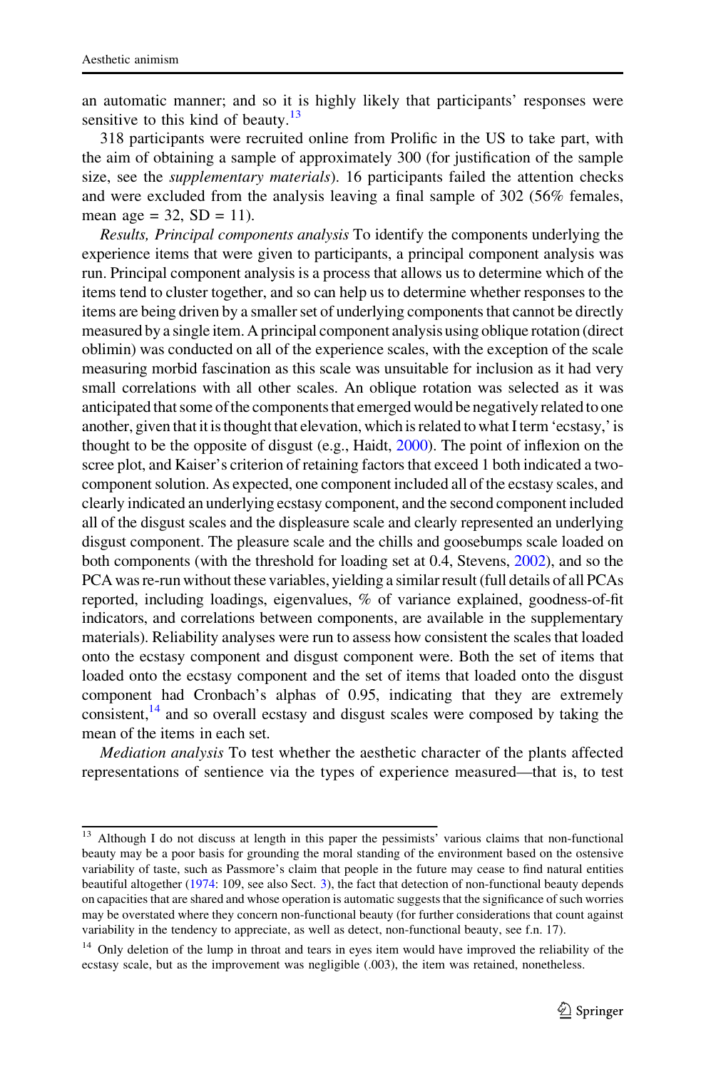an automatic manner; and so it is highly likely that participants' responses were sensitive to this kind of beauty.[13]

318 participants were recruited online from Prolific in the US to take part, with the aim of obtaining a sample of approximately 300 (for justification of the sample size, see the *supplementary materials*). 16 participants failed the attention checks and were excluded from the analysis leaving a final sample of 302 (56% females, mean age = 32, SD = 11).

*Results, Principal components analysis* To identify the components underlying the experience items that were given to participants, a principal component analysis was run. Principal component analysis is a process that allows us to determine which of the items tend to cluster together, and so can help us to determine whether responses to the items are being driven by a smaller set of underlying components that cannot be directly measured by a single item. A principal component analysis using oblique rotation (direct oblimin) was conducted on all of the experience scales, with the exception of the scale measuring morbid fascination as this scale was unsuitable for inclusion as it had very small correlations with all other scales. An oblique rotation was selected as it was anticipated that some of the components that emerged would be negatively related to one another, given that it is thought that elevation, which is related to what I term 'ecstasy,' is thought to be the opposite of disgust (e.g., Haidt, 2000). The point of inflexion on the scree plot, and Kaiser's criterion of retaining factors that exceed 1 both indicated a two-component solution. As expected, one component included all of the ecstasy scales, and clearly indicated an underlying ecstasy component, and the second component included all of the disgust scales and the displeasure scale and clearly represented an underlying disgust component. The pleasure scale and the chills and goosebumps scale loaded on both components (with the threshold for loading set at 0.4, Stevens, 2002), and so the PCA was re-run without these variables, yielding a similar result (full details of all PCAs reported, including loadings, eigenvalues, % of variance explained, goodness-of-fit indicators, and correlations between components, are available in the supplementary materials). Reliability analyses were run to assess how consistent the scales that loaded onto the ecstasy component and disgust component were. Both the set of items that loaded onto the ecstasy component and the set of items that loaded onto the disgust component had Cronbach's alphas of 0.95, indicating that they are extremely consistent,[14] and so overall ecstasy and disgust scales were composed by taking the mean of the items in each set.

*Mediation analysis* To test whether the aesthetic character of the plants affected representations of sentience via the types of experience measured—that is, to test

---

[13] Although I do not discuss at length in this paper the pessimists' various claims that non-functional beauty may be a poor basis for grounding the moral standing of the environment based on the ostensive variability of taste, such as Passmore's claim that people in the future may cease to find natural entities beautiful altogether (1974: 109, see also Sect. 3), the fact that detection of non-functional beauty depends on capacities that are shared and whose operation is automatic suggests that the significance of such worries may be overstated where they concern non-functional beauty (for further considerations that count against variability in the tendency to appreciate, as well as detect, non-functional beauty, see f.n. 17).

[14] Only deletion of the lump in throat and tears in eyes item would have improved the reliability of the ecstasy scale, but as the improvement was negligible (.003), the item was retained, nonetheless.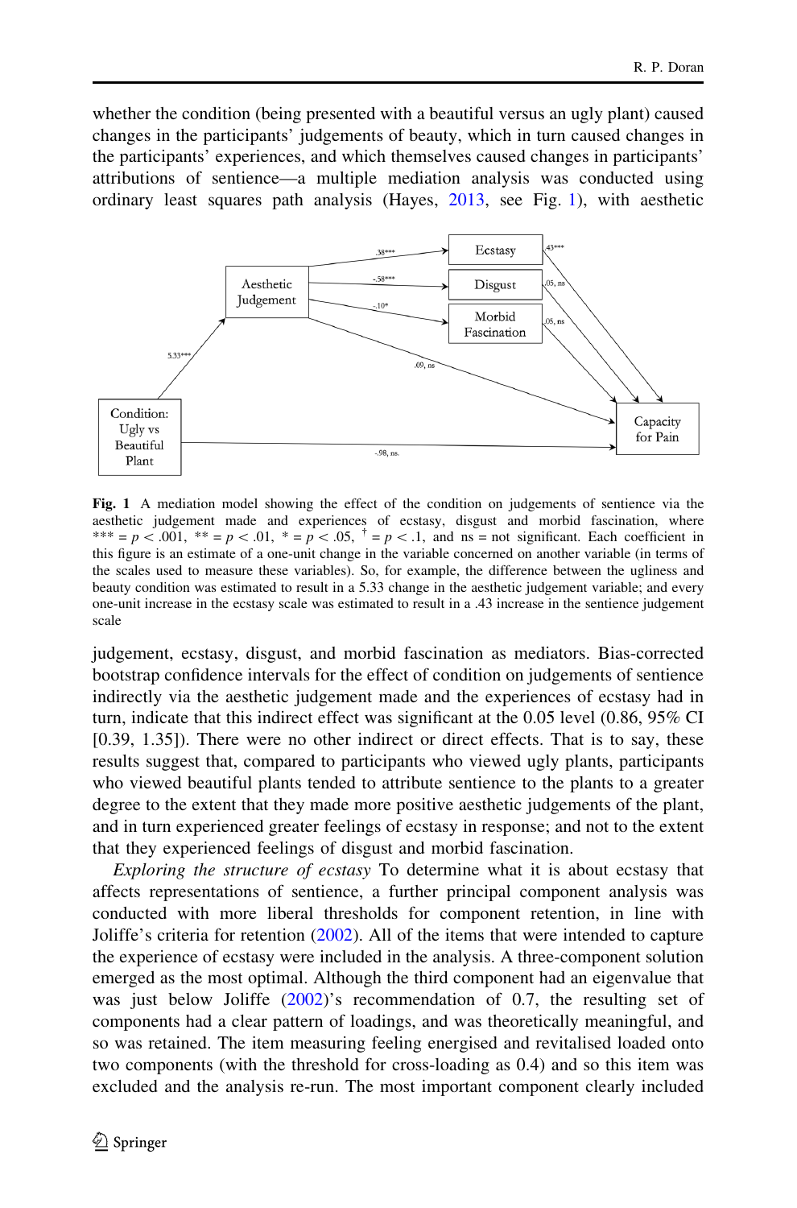whether the condition (being presented with a beautiful versus an ugly plant) caused changes in the participants' judgements of beauty, which in turn caused changes in the participants' experiences, and which themselves caused changes in participants' attributions of sentience—a multiple mediation analysis was conducted using ordinary least squares path analysis (Hayes, 2013, see Fig. 1), with aesthetic

**Fig. 1** A mediation model showing the effect of the condition on judgements of sentience via the aesthetic judgement made and experiences of ecstasy, disgust and morbid fascination, where *** = $p < .001$, ** = $p < .01$, * = $p < .05$, † = $p < .1$, and ns = not significant. Each coefficient in this figure is an estimate of a one-unit change in the variable concerned on another variable (in terms of the scales used to measure these variables). So, for example, the difference between the ugliness and beauty condition was estimated to result in a 5.33 change in the aesthetic judgement variable; and every one-unit increase in the ecstasy scale was estimated to result in a .43 increase in the sentience judgement scale

judgement, ecstasy, disgust, and morbid fascination as mediators. Bias-corrected bootstrap confidence intervals for the effect of condition on judgements of sentience indirectly via the aesthetic judgement made and the experiences of ecstasy had in turn, indicate that this indirect effect was significant at the 0.05 level (0.86, 95% CI [0.39, 1.35]). There were no other indirect or direct effects. That is to say, these results suggest that, compared to participants who viewed ugly plants, participants who viewed beautiful plants tended to attribute sentience to the plants to a greater degree to the extent that they made more positive aesthetic judgements of the plant, and in turn experienced greater feelings of ecstasy in response; and not to the extent that they experienced feelings of disgust and morbid fascination.

*Exploring the structure of ecstasy* To determine what it is about ecstasy that affects representations of sentience, a further principal component analysis was conducted with more liberal thresholds for component retention, in line with Joliffe's criteria for retention (2002). All of the items that were intended to capture the experience of ecstasy were included in the analysis. A three-component solution emerged as the most optimal. Although the third component had an eigenvalue that was just below Joliffe (2002)'s recommendation of 0.7, the resulting set of components had a clear pattern of loadings, and was theoretically meaningful, and so was retained. The item measuring feeling energised and revitalised loaded onto two components (with the threshold for cross-loading as 0.4) and so this item was excluded and the analysis re-run. The most important component clearly included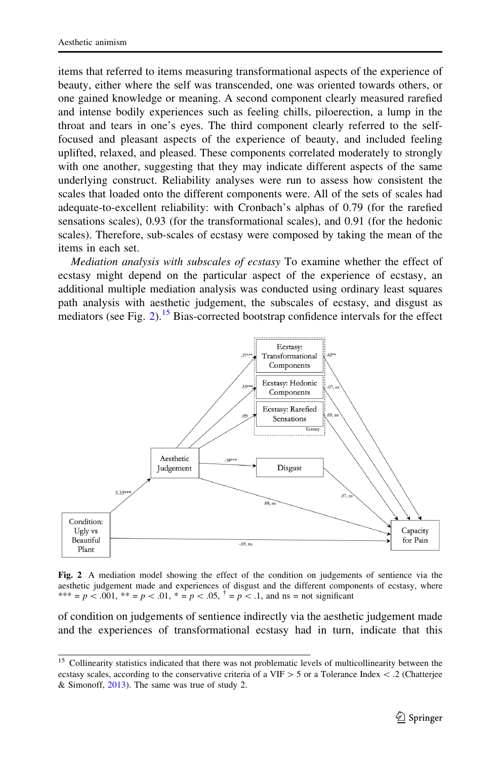items that referred to items measuring transformational aspects of the experience of beauty, either where the self was transcended, one was oriented towards others, or one gained knowledge or meaning. A second component clearly measured rarefied and intense bodily experiences such as feeling chills, piloerection, a lump in the throat and tears in one's eyes. The third component clearly referred to the self-focused and pleasant aspects of the experience of beauty, and included feeling uplifted, relaxed, and pleased. These components correlated moderately to strongly with one another, suggesting that they may indicate different aspects of the same underlying construct. Reliability analyses were run to assess how consistent the scales that loaded onto the different components were. All of the sets of scales had adequate-to-excellent reliability: with Cronbach's alphas of 0.79 (for the rarefied sensations scales), 0.93 (for the transformational scales), and 0.91 (for the hedonic scales). Therefore, sub-scales of ecstasy were composed by taking the mean of the items in each set.

*Mediation analysis with subscales of ecstasy* To examine whether the effect of ecstasy might depend on the particular aspect of the experience of ecstasy, an additional multiple mediation analysis was conducted using ordinary least squares path analysis with aesthetic judgement, the subscales of ecstasy, and disgust as mediators (see Fig. 2).[15] Bias-corrected bootstrap confidence intervals for the effect

**Fig. 2** A mediation model showing the effect of the condition on judgements of sentience via the aesthetic judgement made and experiences of disgust and the different components of ecstasy, where *** = $p < .001$, ** = $p < .01$, * = $p < .05$, † = $p < .1$, and ns = not significant

of condition on judgements of sentience indirectly via the aesthetic judgement made and the experiences of transformational ecstasy had in turn, indicate that this

[15] Collinearity statistics indicated that there was not problematic levels of multicollinearity between the ecstasy scales, according to the conservative criteria of a VIF > 5 or a Tolerance Index < .2 (Chatterjee & Simonoff, 2013). The same was true of study 2.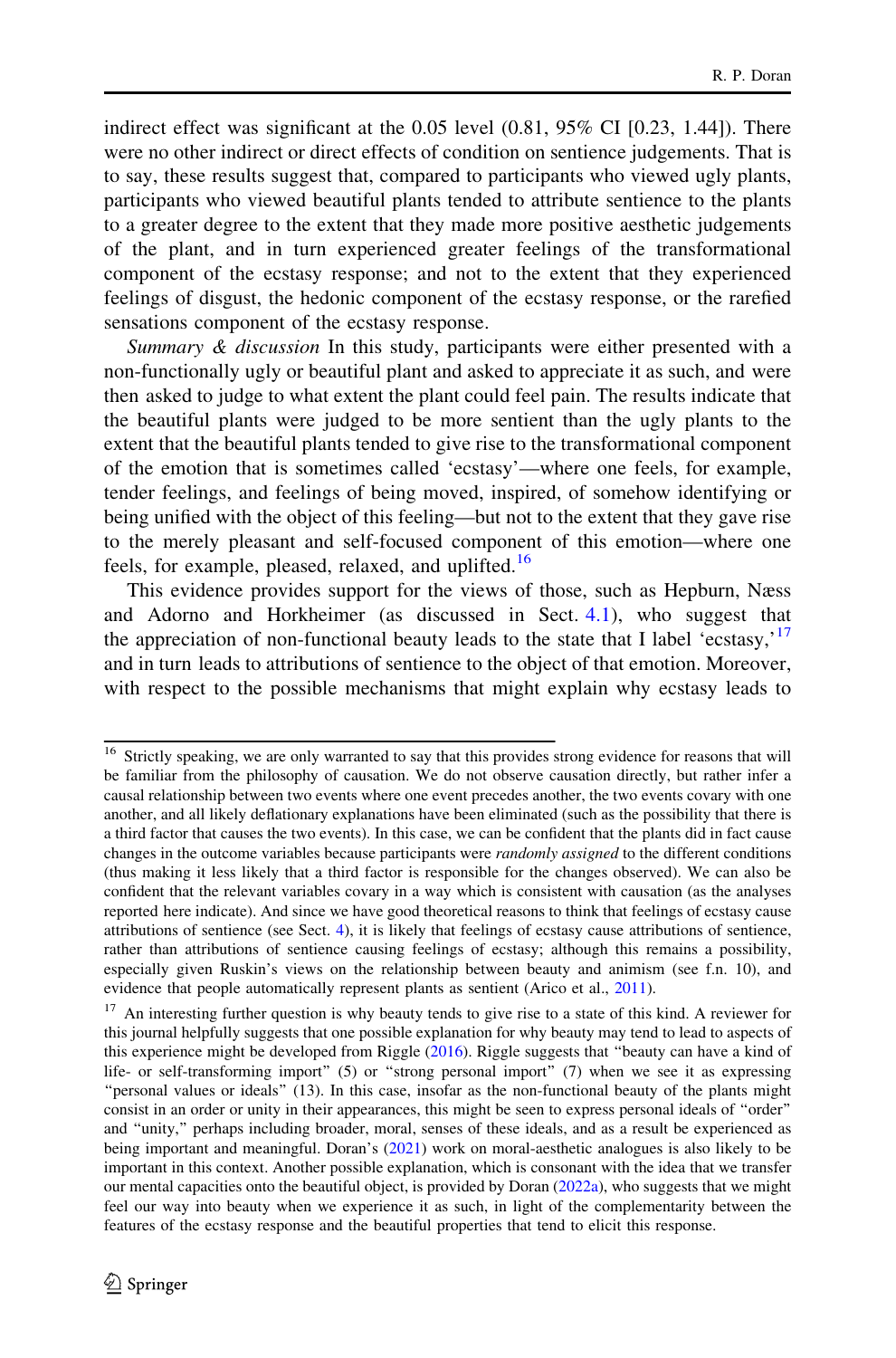indirect effect was significant at the 0.05 level (0.81, 95% CI [0.23, 1.44]). There were no other indirect or direct effects of condition on sentience judgements. That is to say, these results suggest that, compared to participants who viewed ugly plants, participants who viewed beautiful plants tended to attribute sentience to the plants to a greater degree to the extent that they made more positive aesthetic judgements of the plant, and in turn experienced greater feelings of the transformational component of the ecstasy response; and not to the extent that they experienced feelings of disgust, the hedonic component of the ecstasy response, or the rarefied sensations component of the ecstasy response.

*Summary & discussion* In this study, participants were either presented with a non-functionally ugly or beautiful plant and asked to appreciate it as such, and were then asked to judge to what extent the plant could feel pain. The results indicate that the beautiful plants were judged to be more sentient than the ugly plants to the extent that the beautiful plants tended to give rise to the transformational component of the emotion that is sometimes called 'ecstasy'—where one feels, for example, tender feelings, and feelings of being moved, inspired, of somehow identifying or being unified with the object of this feeling—but not to the extent that they gave rise to the merely pleasant and self-focused component of this emotion—where one feels, for example, pleased, relaxed, and uplifted.[16]

This evidence provides support for the views of those, such as Hepburn, Næss and Adorno and Horkheimer (as discussed in Sect. 4.1), who suggest that the appreciation of non-functional beauty leads to the state that I label 'ecstasy,'[17] and in turn leads to attributions of sentience to the object of that emotion. Moreover, with respect to the possible mechanisms that might explain why ecstasy leads to

---

[16] Strictly speaking, we are only warranted to say that this provides strong evidence for reasons that will be familiar from the philosophy of causation. We do not observe causation directly, but rather infer a causal relationship between two events where one event precedes another, the two events covary with one another, and all likely deflationary explanations have been eliminated (such as the possibility that there is a third factor that causes the two events). In this case, we can be confident that the plants did in fact cause changes in the outcome variables because participants were *randomly assigned* to the different conditions (thus making it less likely that a third factor is responsible for the changes observed). We can also be confident that the relevant variables covary in a way which is consistent with causation (as the analyses reported here indicate). And since we have good theoretical reasons to think that feelings of ecstasy cause attributions of sentience (see Sect. 4), it is likely that feelings of ecstasy cause attributions of sentience, rather than attributions of sentience causing feelings of ecstasy; although this remains a possibility, especially given Ruskin's views on the relationship between beauty and animism (see f.n. 10), and evidence that people automatically represent plants as sentient (Arico et al., 2011).

[17] An interesting further question is why beauty tends to give rise to a state of this kind. A reviewer for this journal helpfully suggests that one possible explanation for why beauty may tend to lead to aspects of this experience might be developed from Riggle (2016). Riggle suggests that "beauty can have a kind of life- or self-transforming import" (5) or "strong personal import" (7) when we see it as expressing "personal values or ideals" (13). In this case, insofar as the non-functional beauty of the plants might consist in an order or unity in their appearances, this might be seen to express personal ideals of "order" and "unity," perhaps including broader, moral, senses of these ideals, and as a result be experienced as being important and meaningful. Doran's (2021) work on moral-aesthetic analogues is also likely to be important in this context. Another possible explanation, which is consonant with the idea that we transfer our mental capacities onto the beautiful object, is provided by Doran (2022a), who suggests that we might feel our way into beauty when we experience it as such, in light of the complementarity between the features of the ecstasy response and the beautiful properties that tend to elicit this response.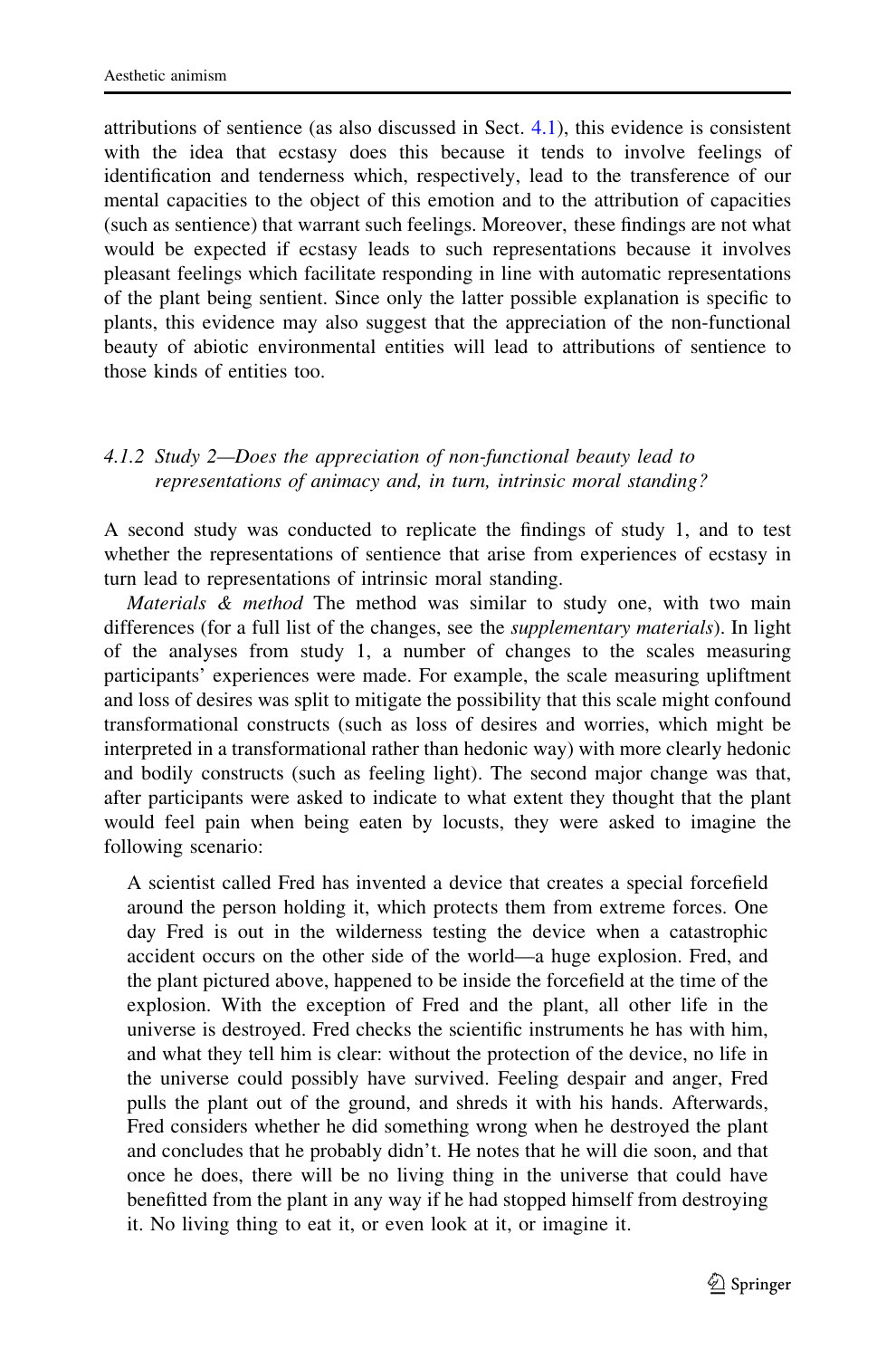attributions of sentience (as also discussed in Sect. 4.1), this evidence is consistent with the idea that ecstasy does this because it tends to involve feelings of identification and tenderness which, respectively, lead to the transference of our mental capacities to the object of this emotion and to the attribution of capacities (such as sentience) that warrant such feelings. Moreover, these findings are not what would be expected if ecstasy leads to such representations because it involves pleasant feelings which facilitate responding in line with automatic representations of the plant being sentient. Since only the latter possible explanation is specific to plants, this evidence may also suggest that the appreciation of the non-functional beauty of abiotic environmental entities will lead to attributions of sentience to those kinds of entities too.

#### *4.1.2 Study 2—Does the appreciation of non-functional beauty lead to representations of animacy and, in turn, intrinsic moral standing?*

A second study was conducted to replicate the findings of study 1, and to test whether the representations of sentience that arise from experiences of ecstasy in turn lead to representations of intrinsic moral standing.

*Materials & method* The method was similar to study one, with two main differences (for a full list of the changes, see the *supplementary materials*). In light of the analyses from study 1, a number of changes to the scales measuring participants' experiences were made. For example, the scale measuring upliftment and loss of desires was split to mitigate the possibility that this scale might confound transformational constructs (such as loss of desires and worries, which might be interpreted in a transformational rather than hedonic way) with more clearly hedonic and bodily constructs (such as feeling light). The second major change was that, after participants were asked to indicate to what extent they thought that the plant would feel pain when being eaten by locusts, they were asked to imagine the following scenario:

> A scientist called Fred has invented a device that creates a special forcefield around the person holding it, which protects them from extreme forces. One day Fred is out in the wilderness testing the device when a catastrophic accident occurs on the other side of the world—a huge explosion. Fred, and the plant pictured above, happened to be inside the forcefield at the time of the explosion. With the exception of Fred and the plant, all other life in the universe is destroyed. Fred checks the scientific instruments he has with him, and what they tell him is clear: without the protection of the device, no life in the universe could possibly have survived. Feeling despair and anger, Fred pulls the plant out of the ground, and shreds it with his hands. Afterwards, Fred considers whether he did something wrong when he destroyed the plant and concludes that he probably didn't. He notes that he will die soon, and that once he does, there will be no living thing in the universe that could have benefitted from the plant in any way if he had stopped himself from destroying it. No living thing to eat it, or even look at it, or imagine it.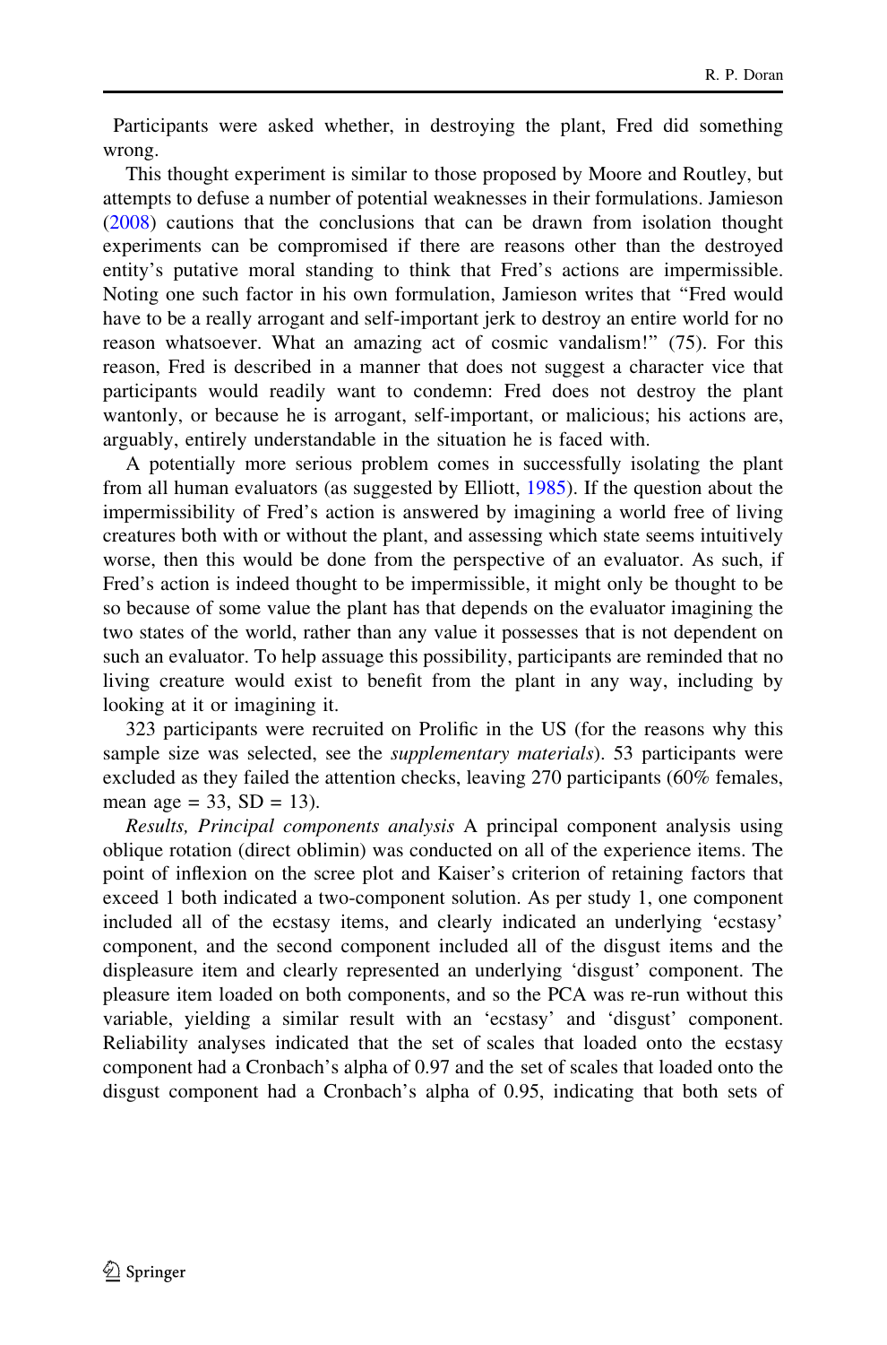Participants were asked whether, in destroying the plant, Fred did something wrong.

This thought experiment is similar to those proposed by Moore and Routley, but attempts to defuse a number of potential weaknesses in their formulations. Jamieson (2008) cautions that the conclusions that can be drawn from isolation thought experiments can be compromised if there are reasons other than the destroyed entity's putative moral standing to think that Fred's actions are impermissible. Noting one such factor in his own formulation, Jamieson writes that "Fred would have to be a really arrogant and self-important jerk to destroy an entire world for no reason whatsoever. What an amazing act of cosmic vandalism!" (75). For this reason, Fred is described in a manner that does not suggest a character vice that participants would readily want to condemn: Fred does not destroy the plant wantonly, or because he is arrogant, self-important, or malicious; his actions are, arguably, entirely understandable in the situation he is faced with.

A potentially more serious problem comes in successfully isolating the plant from all human evaluators (as suggested by Elliott, 1985). If the question about the impermissibility of Fred's action is answered by imagining a world free of living creatures both with or without the plant, and assessing which state seems intuitively worse, then this would be done from the perspective of an evaluator. As such, if Fred's action is indeed thought to be impermissible, it might only be thought to be so because of some value the plant has that depends on the evaluator imagining the two states of the world, rather than any value it possesses that is not dependent on such an evaluator. To help assuage this possibility, participants are reminded that no living creature would exist to benefit from the plant in any way, including by looking at it or imagining it.

323 participants were recruited on Prolific in the US (for the reasons why this sample size was selected, see the *supplementary materials*). 53 participants were excluded as they failed the attention checks, leaving 270 participants (60% females, mean age = 33, SD = 13).

*Results, Principal components analysis* A principal component analysis using oblique rotation (direct oblimin) was conducted on all of the experience items. The point of inflexion on the scree plot and Kaiser's criterion of retaining factors that exceed 1 both indicated a two-component solution. As per study 1, one component included all of the ecstasy items, and clearly indicated an underlying 'ecstasy' component, and the second component included all of the disgust items and the displeasure item and clearly represented an underlying 'disgust' component. The pleasure item loaded on both components, and so the PCA was re-run without this variable, yielding a similar result with an 'ecstasy' and 'disgust' component. Reliability analyses indicated that the set of scales that loaded onto the ecstasy component had a Cronbach's alpha of 0.97 and the set of scales that loaded onto the disgust component had a Cronbach's alpha of 0.95, indicating that both sets of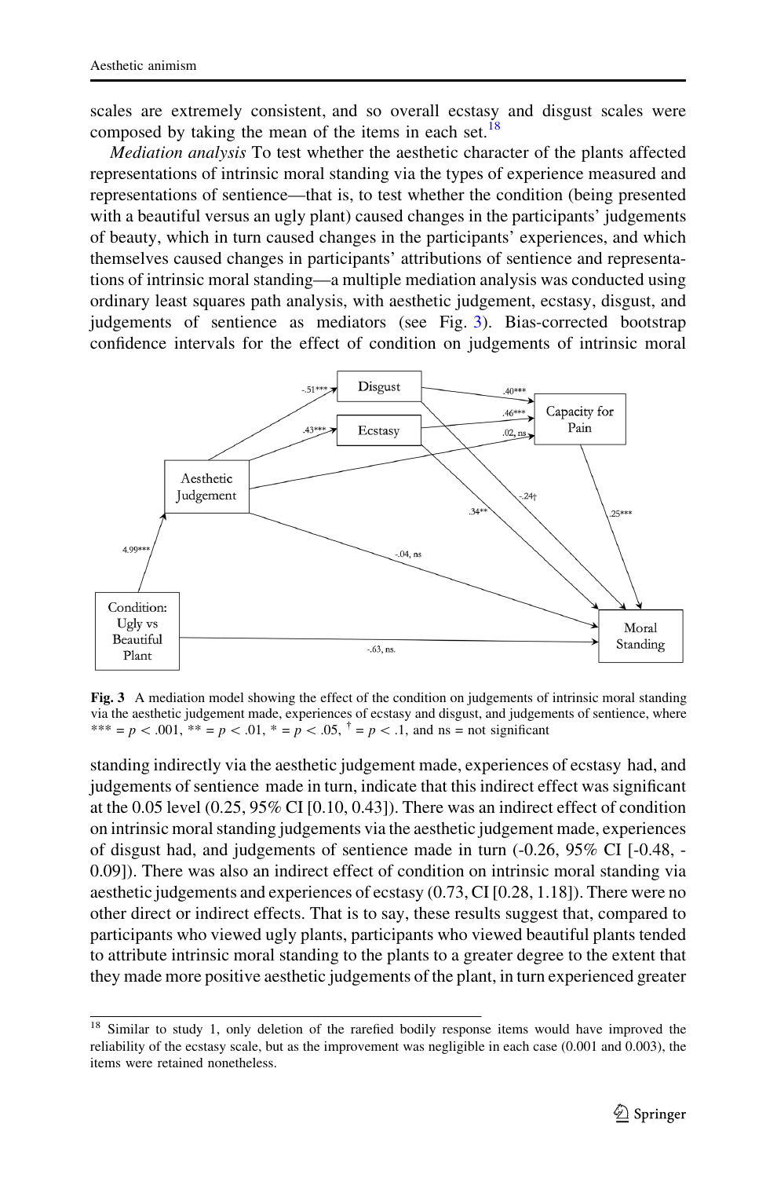scales are extremely consistent, and so overall ecstasy and disgust scales were composed by taking the mean of the items in each set.[18]

*Mediation analysis* To test whether the aesthetic character of the plants affected representations of intrinsic moral standing via the types of experience measured and representations of sentience—that is, to test whether the condition (being presented with a beautiful versus an ugly plant) caused changes in the participants' judgements of beauty, which in turn caused changes in the participants' experiences, and which themselves caused changes in participants' attributions of sentience and representations of intrinsic moral standing—a multiple mediation analysis was conducted using ordinary least squares path analysis, with aesthetic judgement, ecstasy, disgust, and judgements of sentience as mediators (see Fig. 3). Bias-corrected bootstrap confidence intervals for the effect of condition on judgements of intrinsic moral

**Fig. 3** A mediation model showing the effect of the condition on judgements of intrinsic moral standing via the aesthetic judgement made, experiences of ecstasy and disgust, and judgements of sentience, where *** = $p < .001$, ** = $p < .01$, * = $p < .05$, † = $p < .1$, and ns = not significant

standing indirectly via the aesthetic judgement made, experiences of ecstasy had, and judgements of sentience made in turn, indicate that this indirect effect was significant at the 0.05 level (0.25, 95% CI [0.10, 0.43]). There was an indirect effect of condition on intrinsic moral standing judgements via the aesthetic judgement made, experiences of disgust had, and judgements of sentience made in turn (-0.26, 95% CI [-0.48, -0.09]). There was also an indirect effect of condition on intrinsic moral standing via aesthetic judgements and experiences of ecstasy (0.73, CI [0.28, 1.18]). There were no other direct or indirect effects. That is to say, these results suggest that, compared to participants who viewed ugly plants, participants who viewed beautiful plants tended to attribute intrinsic moral standing to the plants to a greater degree to the extent that they made more positive aesthetic judgements of the plant, in turn experienced greater

[18] Similar to study 1, only deletion of the rarefied bodily response items would have improved the reliability of the ecstasy scale, but as the improvement was negligible in each case (0.001 and 0.003), the items were retained nonetheless.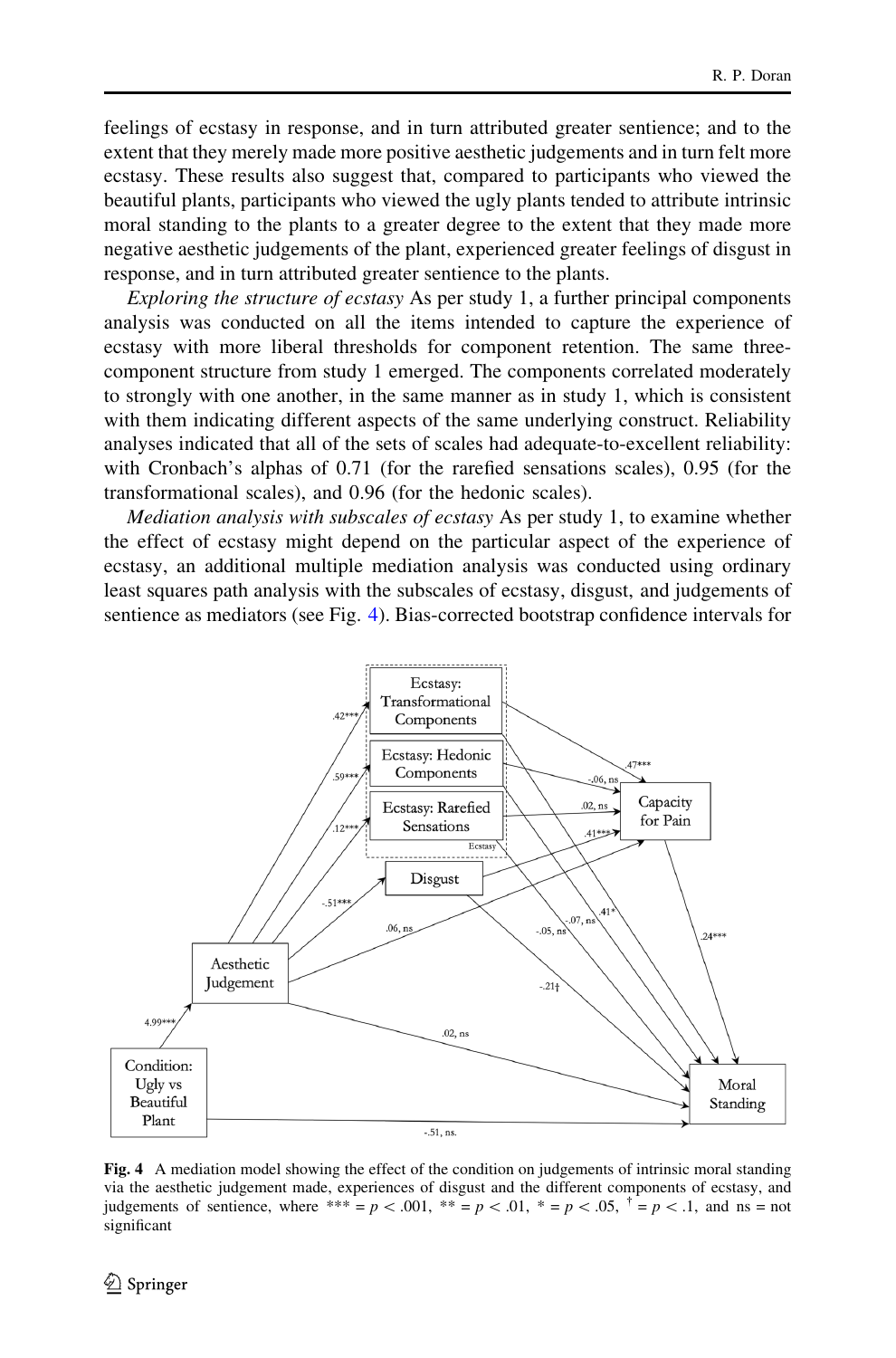feelings of ecstasy in response, and in turn attributed greater sentience; and to the extent that they merely made more positive aesthetic judgements and in turn felt more ecstasy. These results also suggest that, compared to participants who viewed the beautiful plants, participants who viewed the ugly plants tended to attribute intrinsic moral standing to the plants to a greater degree to the extent that they made more negative aesthetic judgements of the plant, experienced greater feelings of disgust in response, and in turn attributed greater sentience to the plants.

*Exploring the structure of ecstasy* As per study 1, a further principal components analysis was conducted on all the items intended to capture the experience of ecstasy with more liberal thresholds for component retention. The same three-component structure from study 1 emerged. The components correlated moderately to strongly with one another, in the same manner as in study 1, which is consistent with them indicating different aspects of the same underlying construct. Reliability analyses indicated that all of the sets of scales had adequate-to-excellent reliability: with Cronbach's alphas of 0.71 (for the rarefied sensations scales), 0.95 (for the transformational scales), and 0.96 (for the hedonic scales).

*Mediation analysis with subscales of ecstasy* As per study 1, to examine whether the effect of ecstasy might depend on the particular aspect of the experience of ecstasy, an additional multiple mediation analysis was conducted using ordinary least squares path analysis with the subscales of ecstasy, disgust, and judgements of sentience as mediators (see Fig. 4). Bias-corrected bootstrap confidence intervals for

**Fig. 4** A mediation model showing the effect of the condition on judgements of intrinsic moral standing via the aesthetic judgement made, experiences of disgust and the different components of ecstasy, and judgements of sentience, where *** = $p < .001$, ** = $p < .01$, * = $p < .05$, † = $p < .1$, and ns = not significant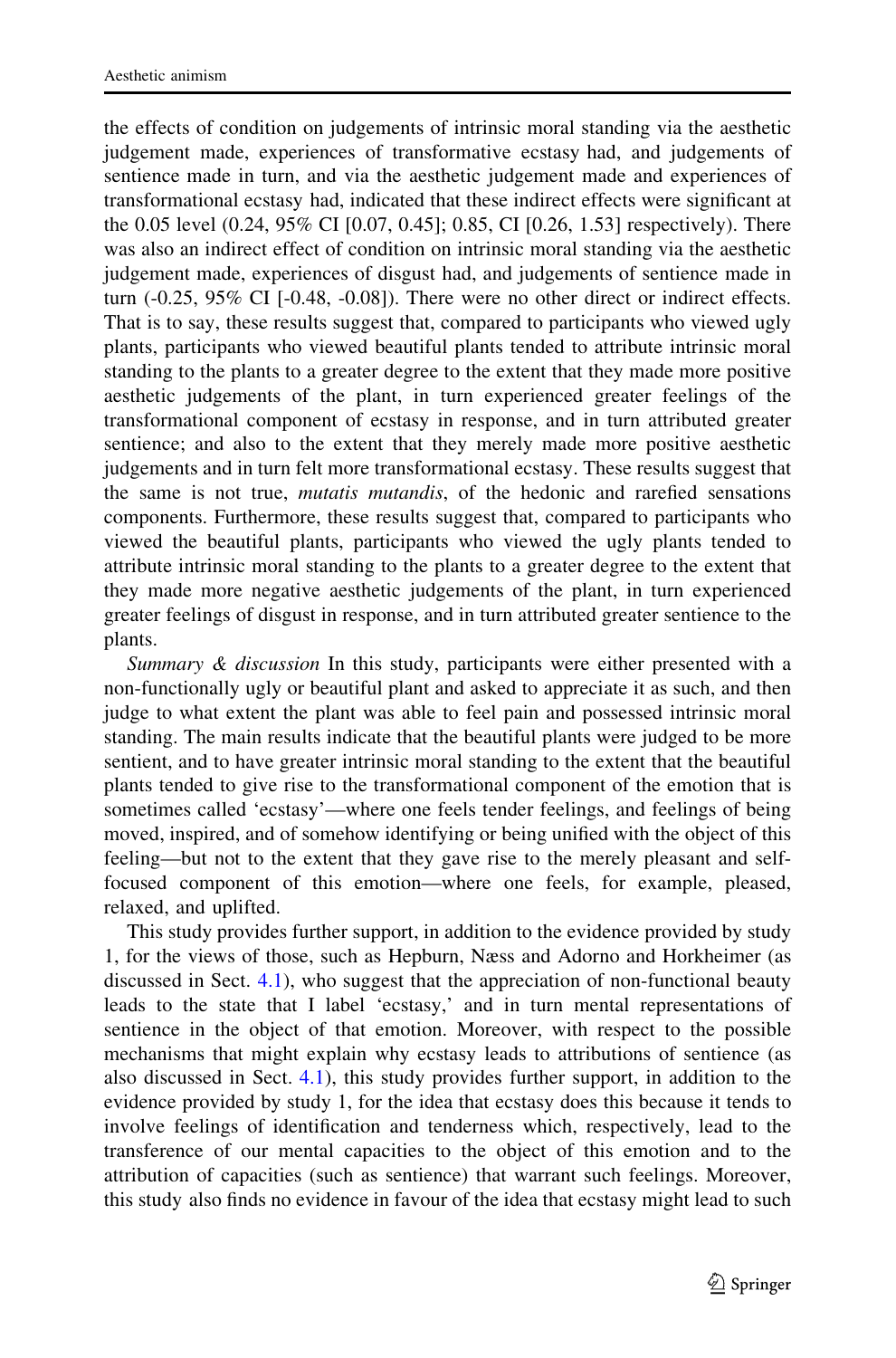the effects of condition on judgements of intrinsic moral standing via the aesthetic judgement made, experiences of transformative ecstasy had, and judgements of sentience made in turn, and via the aesthetic judgement made and experiences of transformational ecstasy had, indicated that these indirect effects were significant at the 0.05 level (0.24, 95% CI [0.07, 0.45]; 0.85, CI [0.26, 1.53] respectively). There was also an indirect effect of condition on intrinsic moral standing via the aesthetic judgement made, experiences of disgust had, and judgements of sentience made in turn (-0.25, 95% CI [-0.48, -0.08]). There were no other direct or indirect effects. That is to say, these results suggest that, compared to participants who viewed ugly plants, participants who viewed beautiful plants tended to attribute intrinsic moral standing to the plants to a greater degree to the extent that they made more positive aesthetic judgements of the plant, in turn experienced greater feelings of the transformational component of ecstasy in response, and in turn attributed greater sentience; and also to the extent that they merely made more positive aesthetic judgements and in turn felt more transformational ecstasy. These results suggest that the same is not true, *mutatis mutandis*, of the hedonic and rarefied sensations components. Furthermore, these results suggest that, compared to participants who viewed the beautiful plants, participants who viewed the ugly plants tended to attribute intrinsic moral standing to the plants to a greater degree to the extent that they made more negative aesthetic judgements of the plant, in turn experienced greater feelings of disgust in response, and in turn attributed greater sentience to the plants.

*Summary & discussion* In this study, participants were either presented with a non-functionally ugly or beautiful plant and asked to appreciate it as such, and then judge to what extent the plant was able to feel pain and possessed intrinsic moral standing. The main results indicate that the beautiful plants were judged to be more sentient, and to have greater intrinsic moral standing to the extent that the beautiful plants tended to give rise to the transformational component of the emotion that is sometimes called 'ecstasy'—where one feels tender feelings, and feelings of being moved, inspired, and of somehow identifying or being unified with the object of this feeling—but not to the extent that they gave rise to the merely pleasant and self-focused component of this emotion—where one feels, for example, pleased, relaxed, and uplifted.

This study provides further support, in addition to the evidence provided by study 1, for the views of those, such as Hepburn, Næss and Adorno and Horkheimer (as discussed in Sect. 4.1), who suggest that the appreciation of non-functional beauty leads to the state that I label 'ecstasy,' and in turn mental representations of sentience in the object of that emotion. Moreover, with respect to the possible mechanisms that might explain why ecstasy leads to attributions of sentience (as also discussed in Sect. 4.1), this study provides further support, in addition to the evidence provided by study 1, for the idea that ecstasy does this because it tends to involve feelings of identification and tenderness which, respectively, lead to the transference of our mental capacities to the object of this emotion and to the attribution of capacities (such as sentience) that warrant such feelings. Moreover, this study also finds no evidence in favour of the idea that ecstasy might lead to such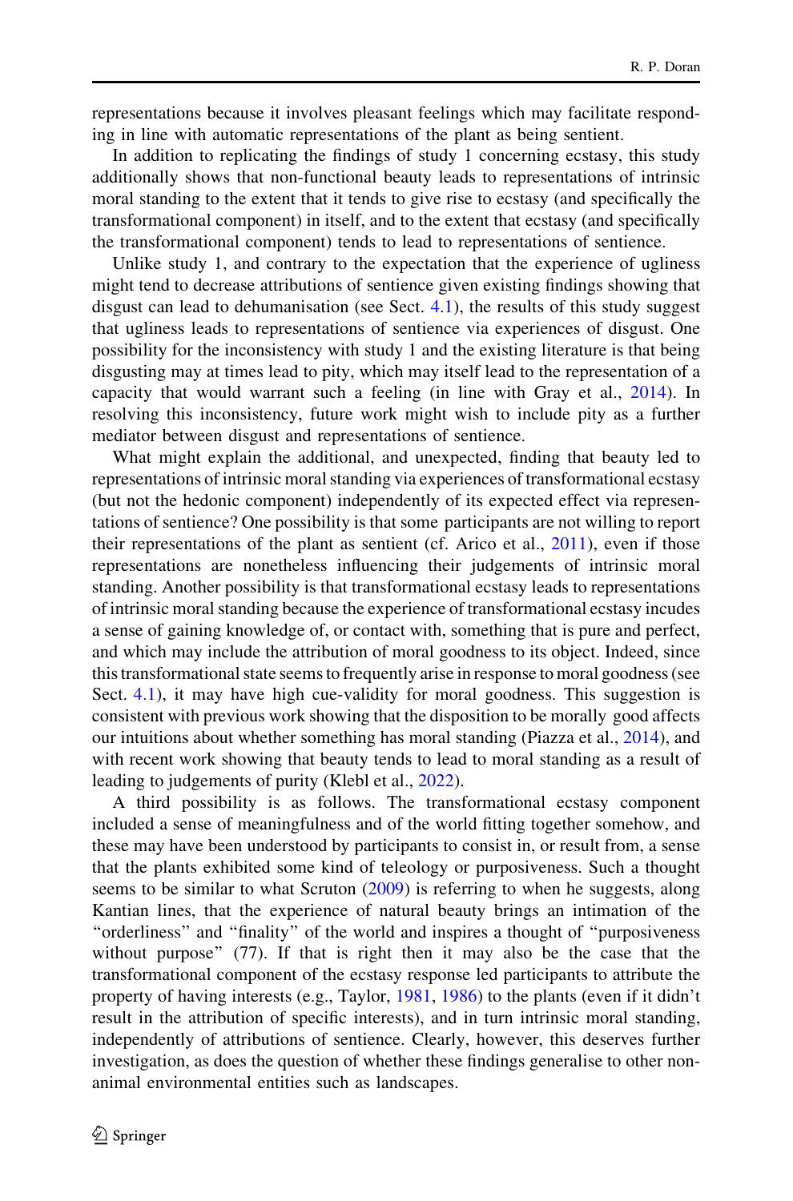representations because it involves pleasant feelings which may facilitate responding in line with automatic representations of the plant as being sentient.

In addition to replicating the findings of study 1 concerning ecstasy, this study additionally shows that non-functional beauty leads to representations of intrinsic moral standing to the extent that it tends to give rise to ecstasy (and specifically the transformational component) in itself, and to the extent that ecstasy (and specifically the transformational component) tends to lead to representations of sentience.

Unlike study 1, and contrary to the expectation that the experience of ugliness might tend to decrease attributions of sentience given existing findings showing that disgust can lead to dehumanisation (see Sect. 4.1), the results of this study suggest that ugliness leads to representations of sentience via experiences of disgust. One possibility for the inconsistency with study 1 and the existing literature is that being disgusting may at times lead to pity, which may itself lead to the representation of a capacity that would warrant such a feeling (in line with Gray et al., 2014). In resolving this inconsistency, future work might wish to include pity as a further mediator between disgust and representations of sentience.

What might explain the additional, and unexpected, finding that beauty led to representations of intrinsic moral standing via experiences of transformational ecstasy (but not the hedonic component) independently of its expected effect via representations of sentience? One possibility is that some participants are not willing to report their representations of the plant as sentient (cf. Arico et al., 2011), even if those representations are nonetheless influencing their judgements of intrinsic moral standing. Another possibility is that transformational ecstasy leads to representations of intrinsic moral standing because the experience of transformational ecstasy incudes a sense of gaining knowledge of, or contact with, something that is pure and perfect, and which may include the attribution of moral goodness to its object. Indeed, since this transformational state seems to frequently arise in response to moral goodness (see Sect. 4.1), it may have high cue-validity for moral goodness. This suggestion is consistent with previous work showing that the disposition to be morally good affects our intuitions about whether something has moral standing (Piazza et al., 2014), and with recent work showing that beauty tends to lead to moral standing as a result of leading to judgements of purity (Klebl et al., 2022).

A third possibility is as follows. The transformational ecstasy component included a sense of meaningfulness and of the world fitting together somehow, and these may have been understood by participants to consist in, or result from, a sense that the plants exhibited some kind of teleology or purposiveness. Such a thought seems to be similar to what Scruton (2009) is referring to when he suggests, along Kantian lines, that the experience of natural beauty brings an intimation of the "orderliness" and "finality" of the world and inspires a thought of "purposiveness without purpose" (77). If that is right then it may also be the case that the transformational component of the ecstasy response led participants to attribute the property of having interests (e.g., Taylor, 1981, 1986) to the plants (even if it didn't result in the attribution of specific interests), and in turn intrinsic moral standing, independently of attributions of sentience. Clearly, however, this deserves further investigation, as does the question of whether these findings generalise to other non-animal environmental entities such as landscapes.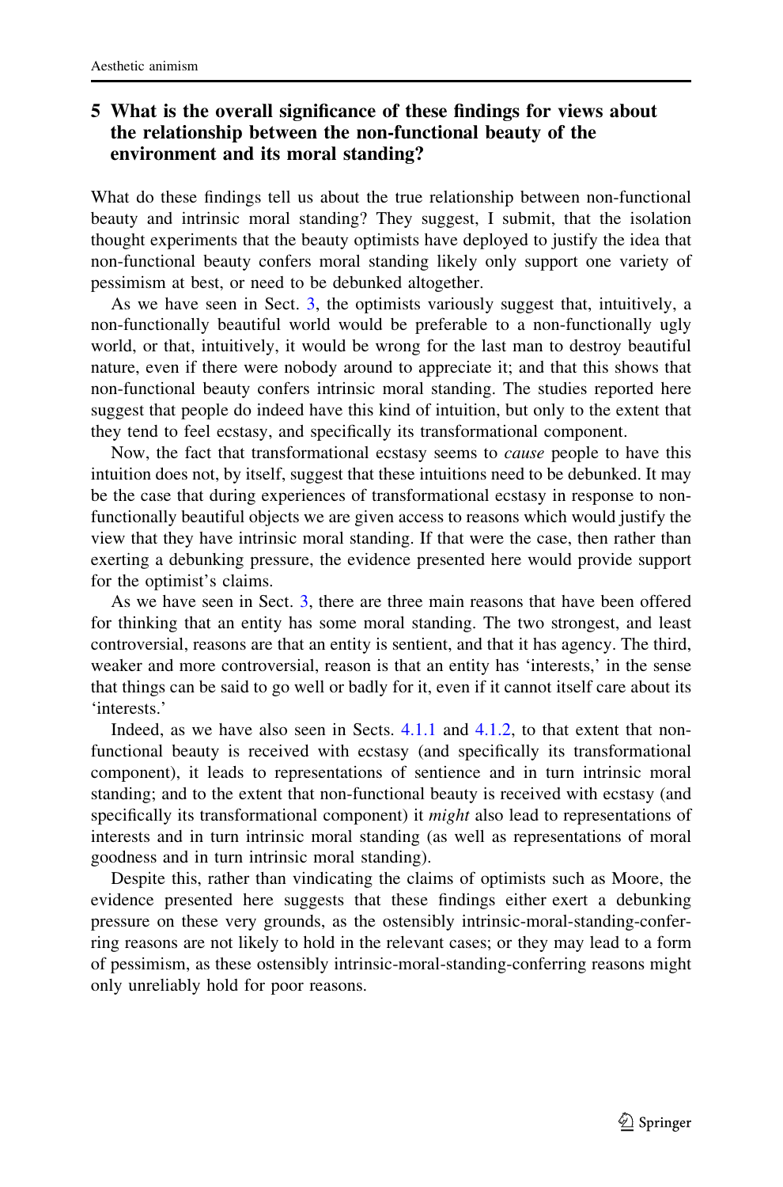## 5 What is the overall significance of these findings for views about the relationship between the non-functional beauty of the environment and its moral standing?

What do these findings tell us about the true relationship between non-functional beauty and intrinsic moral standing? They suggest, I submit, that the isolation thought experiments that the beauty optimists have deployed to justify the idea that non-functional beauty confers moral standing likely only support one variety of pessimism at best, or need to be debunked altogether.

As we have seen in Sect. 3, the optimists variously suggest that, intuitively, a non-functionally beautiful world would be preferable to a non-functionally ugly world, or that, intuitively, it would be wrong for the last man to destroy beautiful nature, even if there were nobody around to appreciate it; and that this shows that non-functional beauty confers intrinsic moral standing. The studies reported here suggest that people do indeed have this kind of intuition, but only to the extent that they tend to feel ecstasy, and specifically its transformational component.

Now, the fact that transformational ecstasy seems to *cause* people to have this intuition does not, by itself, suggest that these intuitions need to be debunked. It may be the case that during experiences of transformational ecstasy in response to non-functionally beautiful objects we are given access to reasons which would justify the view that they have intrinsic moral standing. If that were the case, then rather than exerting a debunking pressure, the evidence presented here would provide support for the optimist's claims.

As we have seen in Sect. 3, there are three main reasons that have been offered for thinking that an entity has some moral standing. The two strongest, and least controversial, reasons are that an entity is sentient, and that it has agency. The third, weaker and more controversial, reason is that an entity has 'interests,' in the sense that things can be said to go well or badly for it, even if it cannot itself care about its 'interests.'

Indeed, as we have also seen in Sects. 4.1.1 and 4.1.2, to that extent that non-functional beauty is received with ecstasy (and specifically its transformational component), it leads to representations of sentience and in turn intrinsic moral standing; and to the extent that non-functional beauty is received with ecstasy (and specifically its transformational component) it *might* also lead to representations of interests and in turn intrinsic moral standing (as well as representations of moral goodness and in turn intrinsic moral standing).

Despite this, rather than vindicating the claims of optimists such as Moore, the evidence presented here suggests that these findings either exert a debunking pressure on these very grounds, as the ostensibly intrinsic-moral-standing-conferring reasons are not likely to hold in the relevant cases; or they may lead to a form of pessimism, as these ostensibly intrinsic-moral-standing-conferring reasons might only unreliably hold for poor reasons.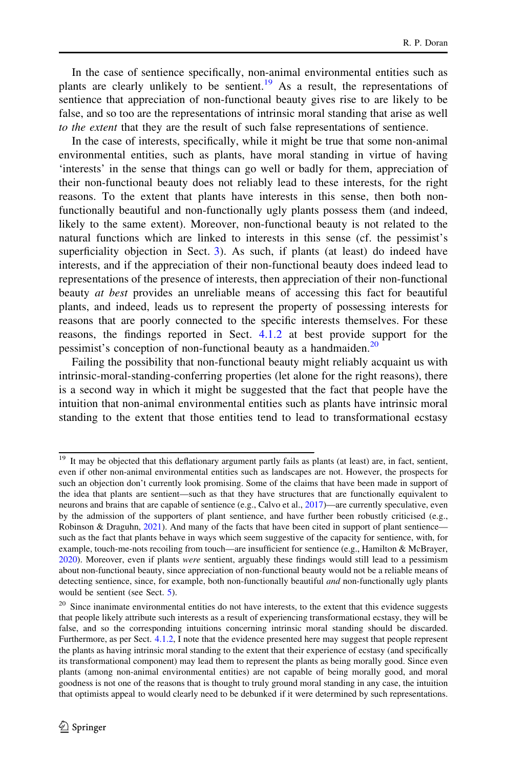In the case of sentience specifically, non-animal environmental entities such as plants are clearly unlikely to be sentient.[19] As a result, the representations of sentience that appreciation of non-functional beauty gives rise to are likely to be false, and so too are the representations of intrinsic moral standing that arise as well *to the extent* that they are the result of such false representations of sentience.

In the case of interests, specifically, while it might be true that some non-animal environmental entities, such as plants, have moral standing in virtue of having 'interests' in the sense that things can go well or badly for them, appreciation of their non-functional beauty does not reliably lead to these interests, for the right reasons. To the extent that plants have interests in this sense, then both non-functionally beautiful and non-functionally ugly plants possess them (and indeed, likely to the same extent). Moreover, non-functional beauty is not related to the natural functions which are linked to interests in this sense (cf. the pessimist's superficiality objection in Sect. 3). As such, if plants (at least) do indeed have interests, and if the appreciation of their non-functional beauty does indeed lead to representations of the presence of interests, then appreciation of their non-functional beauty *at best* provides an unreliable means of accessing this fact for beautiful plants, and indeed, leads us to represent the property of possessing interests for reasons that are poorly connected to the specific interests themselves. For these reasons, the findings reported in Sect. 4.1.2 at best provide support for the pessimist's conception of non-functional beauty as a handmaiden.[20]

Failing the possibility that non-functional beauty might reliably acquaint us with intrinsic-moral-standing-conferring properties (let alone for the right reasons), there is a second way in which it might be suggested that the fact that people have the intuition that non-animal environmental entities such as plants have intrinsic moral standing to the extent that those entities tend to lead to transformational ecstasy

---

[19] It may be objected that this deflationary argument partly fails as plants (at least) are, in fact, sentient, even if other non-animal environmental entities such as landscapes are not. However, the prospects for such an objection don't currently look promising. Some of the claims that have been made in support of the idea that plants are sentient—such as that they have structures that are functionally equivalent to neurons and brains that are capable of sentience (e.g., Calvo et al., 2017)—are currently speculative, even by the admission of the supporters of plant sentience, and have further been robustly criticised (e.g., Robinson & Draguhn, 2021). And many of the facts that have been cited in support of plant sentience—such as the fact that plants behave in ways which seem suggestive of the capacity for sentience, with, for example, touch-me-nots recoiling from touch—are insufficient for sentience (e.g., Hamilton & McBrayer, 2020). Moreover, even if plants *were* sentient, arguably these findings would still lead to a pessimism about non-functional beauty, since appreciation of non-functional beauty would not be a reliable means of detecting sentience, since, for example, both non-functionally beautiful *and* non-functionally ugly plants would be sentient (see Sect. 5).

[20] Since inanimate environmental entities do not have interests, to the extent that this evidence suggests that people likely attribute such interests as a result of experiencing transformational ecstasy, they will be false, and so the corresponding intuitions concerning intrinsic moral standing should be discarded. Furthermore, as per Sect. 4.1.2, I note that the evidence presented here may suggest that people represent the plants as having intrinsic moral standing to the extent that their experience of ecstasy (and specifically its transformational component) may lead them to represent the plants as being morally good. Since even plants (among non-animal environmental entities) are not capable of being morally good, and moral goodness is not one of the reasons that is thought to truly ground moral standing in any case, the intuition that optimists appeal to would clearly need to be debunked if it were determined by such representations.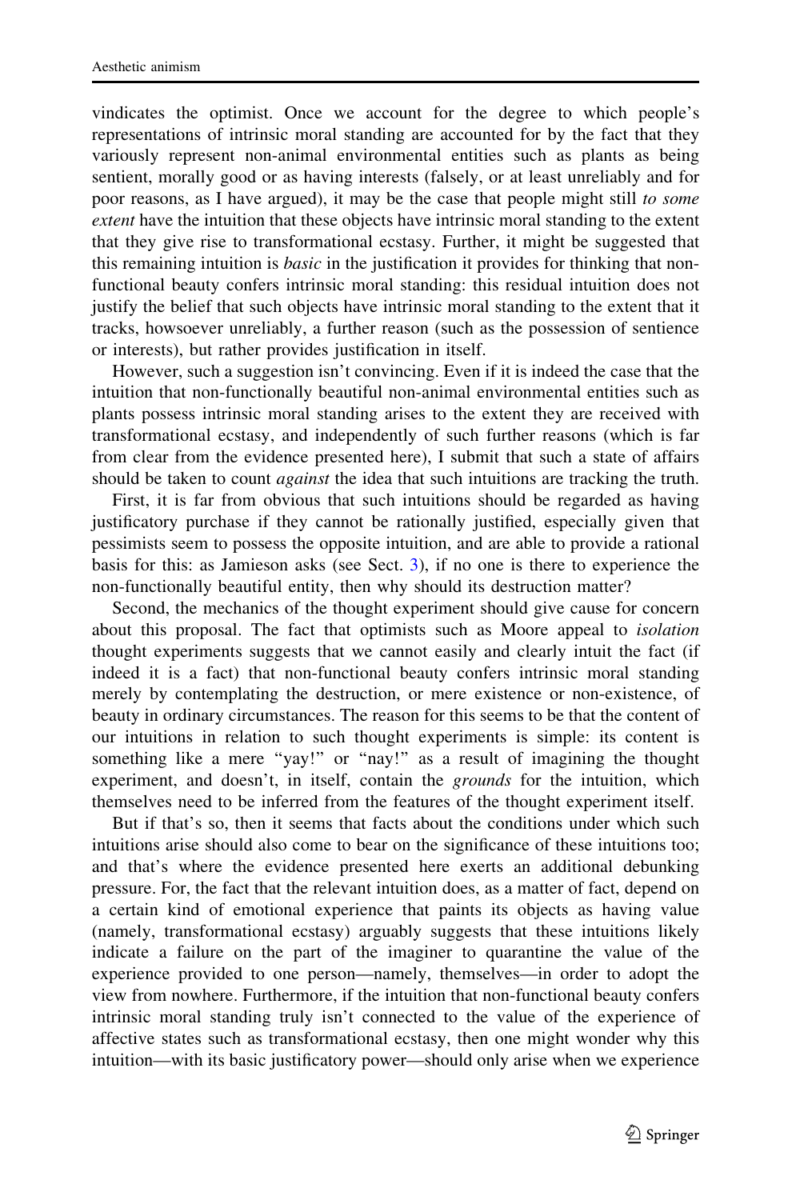vindicates the optimist. Once we account for the degree to which people's representations of intrinsic moral standing are accounted for by the fact that they variously represent non-animal environmental entities such as plants as being sentient, morally good or as having interests (falsely, or at least unreliably and for poor reasons, as I have argued), it may be the case that people might still *to some extent* have the intuition that these objects have intrinsic moral standing to the extent that they give rise to transformational ecstasy. Further, it might be suggested that this remaining intuition is *basic* in the justification it provides for thinking that non-functional beauty confers intrinsic moral standing: this residual intuition does not justify the belief that such objects have intrinsic moral standing to the extent that it tracks, howsoever unreliably, a further reason (such as the possession of sentience or interests), but rather provides justification in itself.

However, such a suggestion isn't convincing. Even if it is indeed the case that the intuition that non-functionally beautiful non-animal environmental entities such as plants possess intrinsic moral standing arises to the extent they are received with transformational ecstasy, and independently of such further reasons (which is far from clear from the evidence presented here), I submit that such a state of affairs should be taken to count *against* the idea that such intuitions are tracking the truth.

First, it is far from obvious that such intuitions should be regarded as having justificatory purchase if they cannot be rationally justified, especially given that pessimists seem to possess the opposite intuition, and are able to provide a rational basis for this: as Jamieson asks (see Sect. 3), if no one is there to experience the non-functionally beautiful entity, then why should its destruction matter?

Second, the mechanics of the thought experiment should give cause for concern about this proposal. The fact that optimists such as Moore appeal to *isolation* thought experiments suggests that we cannot easily and clearly intuit the fact (if indeed it is a fact) that non-functional beauty confers intrinsic moral standing merely by contemplating the destruction, or mere existence or non-existence, of beauty in ordinary circumstances. The reason for this seems to be that the content of our intuitions in relation to such thought experiments is simple: its content is something like a mere "yay!" or "nay!" as a result of imagining the thought experiment, and doesn't, in itself, contain the *grounds* for the intuition, which themselves need to be inferred from the features of the thought experiment itself.

But if that's so, then it seems that facts about the conditions under which such intuitions arise should also come to bear on the significance of these intuitions too; and that's where the evidence presented here exerts an additional debunking pressure. For, the fact that the relevant intuition does, as a matter of fact, depend on a certain kind of emotional experience that paints its objects as having value (namely, transformational ecstasy) arguably suggests that these intuitions likely indicate a failure on the part of the imaginer to quarantine the value of the experience provided to one person—namely, themselves—in order to adopt the view from nowhere. Furthermore, if the intuition that non-functional beauty confers intrinsic moral standing truly isn't connected to the value of the experience of affective states such as transformational ecstasy, then one might wonder why this intuition—with its basic justificatory power—should only arise when we experience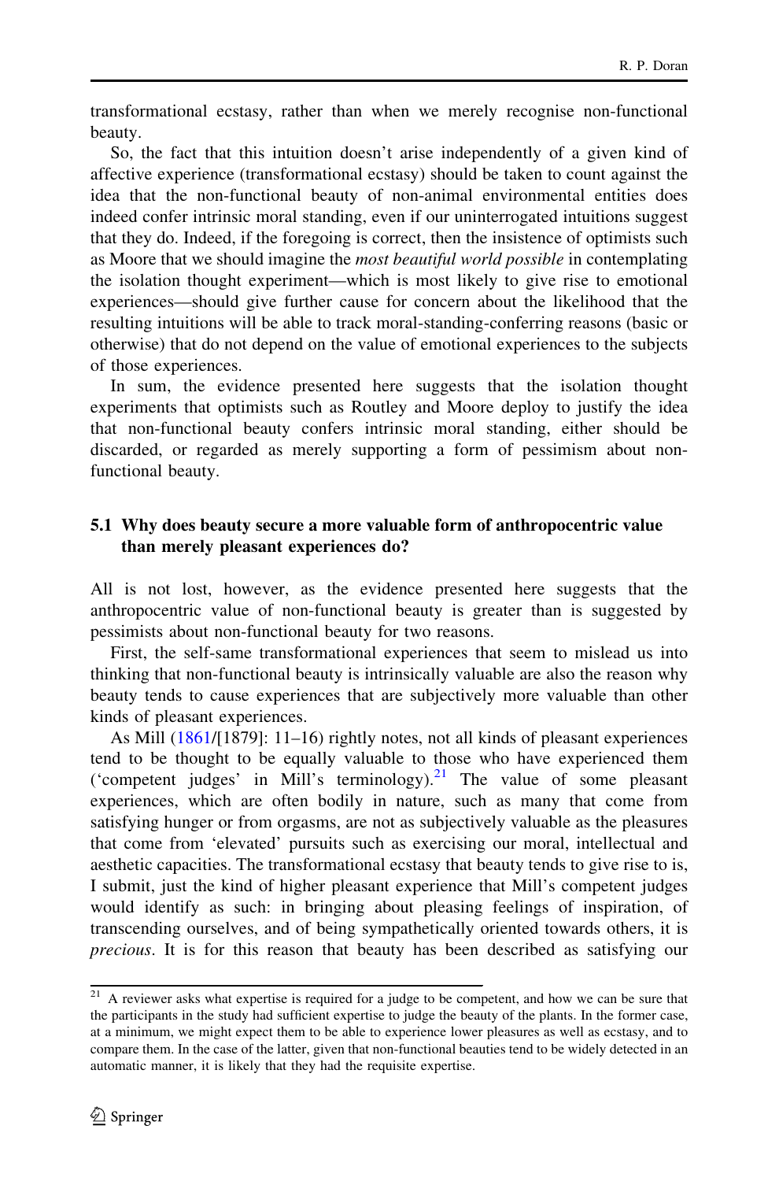transformational ecstasy, rather than when we merely recognise non-functional beauty.

So, the fact that this intuition doesn't arise independently of a given kind of affective experience (transformational ecstasy) should be taken to count against the idea that the non-functional beauty of non-animal environmental entities does indeed confer intrinsic moral standing, even if our uninterrogated intuitions suggest that they do. Indeed, if the foregoing is correct, then the insistence of optimists such as Moore that we should imagine the *most beautiful world possible* in contemplating the isolation thought experiment—which is most likely to give rise to emotional experiences—should give further cause for concern about the likelihood that the resulting intuitions will be able to track moral-standing-conferring reasons (basic or otherwise) that do not depend on the value of emotional experiences to the subjects of those experiences.

In sum, the evidence presented here suggests that the isolation thought experiments that optimists such as Routley and Moore deploy to justify the idea that non-functional beauty confers intrinsic moral standing, either should be discarded, or regarded as merely supporting a form of pessimism about non-functional beauty.

### 5.1 Why does beauty secure a more valuable form of anthropocentric value than merely pleasant experiences do?

All is not lost, however, as the evidence presented here suggests that the anthropocentric value of non-functional beauty is greater than is suggested by pessimists about non-functional beauty for two reasons.

First, the self-same transformational experiences that seem to mislead us into thinking that non-functional beauty is intrinsically valuable are also the reason why beauty tends to cause experiences that are subjectively more valuable than other kinds of pleasant experiences.

As Mill (1861/[1879]: 11–16) rightly notes, not all kinds of pleasant experiences tend to be thought to be equally valuable to those who have experienced them ('competent judges' in Mill's terminology).[21] The value of some pleasant experiences, which are often bodily in nature, such as many that come from satisfying hunger or from orgasms, are not as subjectively valuable as the pleasures that come from 'elevated' pursuits such as exercising our moral, intellectual and aesthetic capacities. The transformational ecstasy that beauty tends to give rise to is, I submit, just the kind of higher pleasant experience that Mill's competent judges would identify as such: in bringing about pleasing feelings of inspiration, of transcending ourselves, and of being sympathetically oriented towards others, it is *precious*. It is for this reason that beauty has been described as satisfying our

---

[21] A reviewer asks what expertise is required for a judge to be competent, and how we can be sure that the participants in the study had sufficient expertise to judge the beauty of the plants. In the former case, at a minimum, we might expect them to be able to experience lower pleasures as well as ecstasy, and to compare them. In the case of the latter, given that non-functional beauties tend to be widely detected in an automatic manner, it is likely that they had the requisite expertise.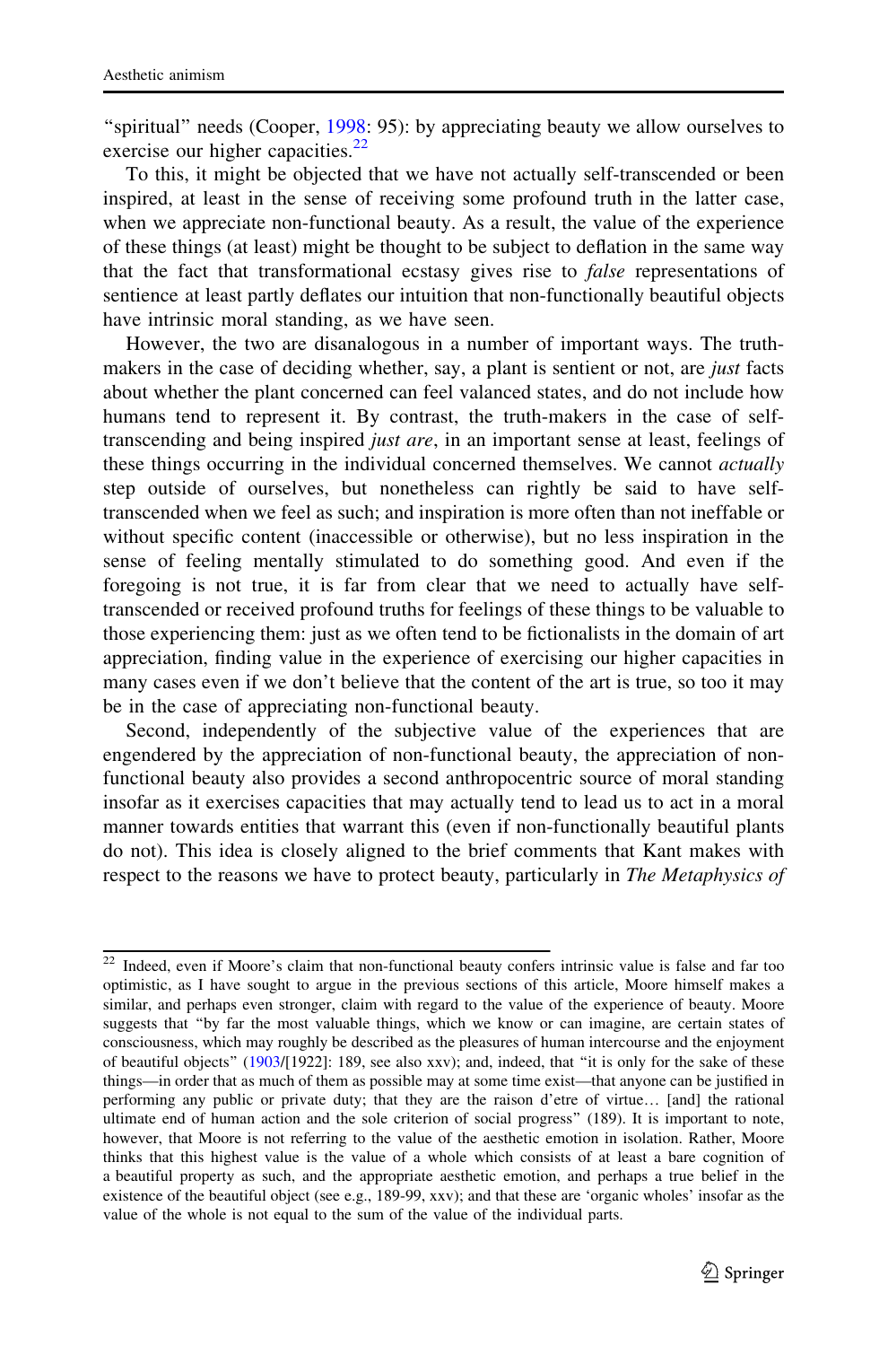"spiritual" needs (Cooper, 1998: 95): by appreciating beauty we allow ourselves to exercise our higher capacities.[22]

To this, it might be objected that we have not actually self-transcended or been inspired, at least in the sense of receiving some profound truth in the latter case, when we appreciate non-functional beauty. As a result, the value of the experience of these things (at least) might be thought to be subject to deflation in the same way that the fact that transformational ecstasy gives rise to *false* representations of sentience at least partly deflates our intuition that non-functionally beautiful objects have intrinsic moral standing, as we have seen.

However, the two are disanalogous in a number of important ways. The truth-makers in the case of deciding whether, say, a plant is sentient or not, are *just* facts about whether the plant concerned can feel valanced states, and do not include how humans tend to represent it. By contrast, the truth-makers in the case of self-transcending and being inspired *just are*, in an important sense at least, feelings of these things occurring in the individual concerned themselves. We cannot *actually* step outside of ourselves, but nonetheless can rightly be said to have self-transcended when we feel as such; and inspiration is more often than not ineffable or without specific content (inaccessible or otherwise), but no less inspiration in the sense of feeling mentally stimulated to do something good. And even if the foregoing is not true, it is far from clear that we need to actually have self-transcended or received profound truths for feelings of these things to be valuable to those experiencing them: just as we often tend to be fictionalists in the domain of art appreciation, finding value in the experience of exercising our higher capacities in many cases even if we don't believe that the content of the art is true, so too it may be in the case of appreciating non-functional beauty.

Second, independently of the subjective value of the experiences that are engendered by the appreciation of non-functional beauty, the appreciation of non-functional beauty also provides a second anthropocentric source of moral standing insofar as it exercises capacities that may actually tend to lead us to act in a moral manner towards entities that warrant this (even if non-functionally beautiful plants do not). This idea is closely aligned to the brief comments that Kant makes with respect to the reasons we have to protect beauty, particularly in *The Metaphysics of*

---

[22] Indeed, even if Moore's claim that non-functional beauty confers intrinsic value is false and far too optimistic, as I have sought to argue in the previous sections of this article, Moore himself makes a similar, and perhaps even stronger, claim with regard to the value of the experience of beauty. Moore suggests that "by far the most valuable things, which we know or can imagine, are certain states of consciousness, which may roughly be described as the pleasures of human intercourse and the enjoyment of beautiful objects" (1903/[1922]: 189, see also xxv); and, indeed, that "it is only for the sake of these things—in order that as much of them as possible may at some time exist—that anyone can be justified in performing any public or private duty; that they are the raison d'etre of virtue… [and] the rational ultimate end of human action and the sole criterion of social progress" (189). It is important to note, however, that Moore is not referring to the value of the aesthetic emotion in isolation. Rather, Moore thinks that this highest value is the value of a whole which consists of at least a bare cognition of a beautiful property as such, and the appropriate aesthetic emotion, and perhaps a true belief in the existence of the beautiful object (see e.g., 189-99, xxv); and that these are 'organic wholes' insofar as the value of the whole is not equal to the sum of the value of the individual parts.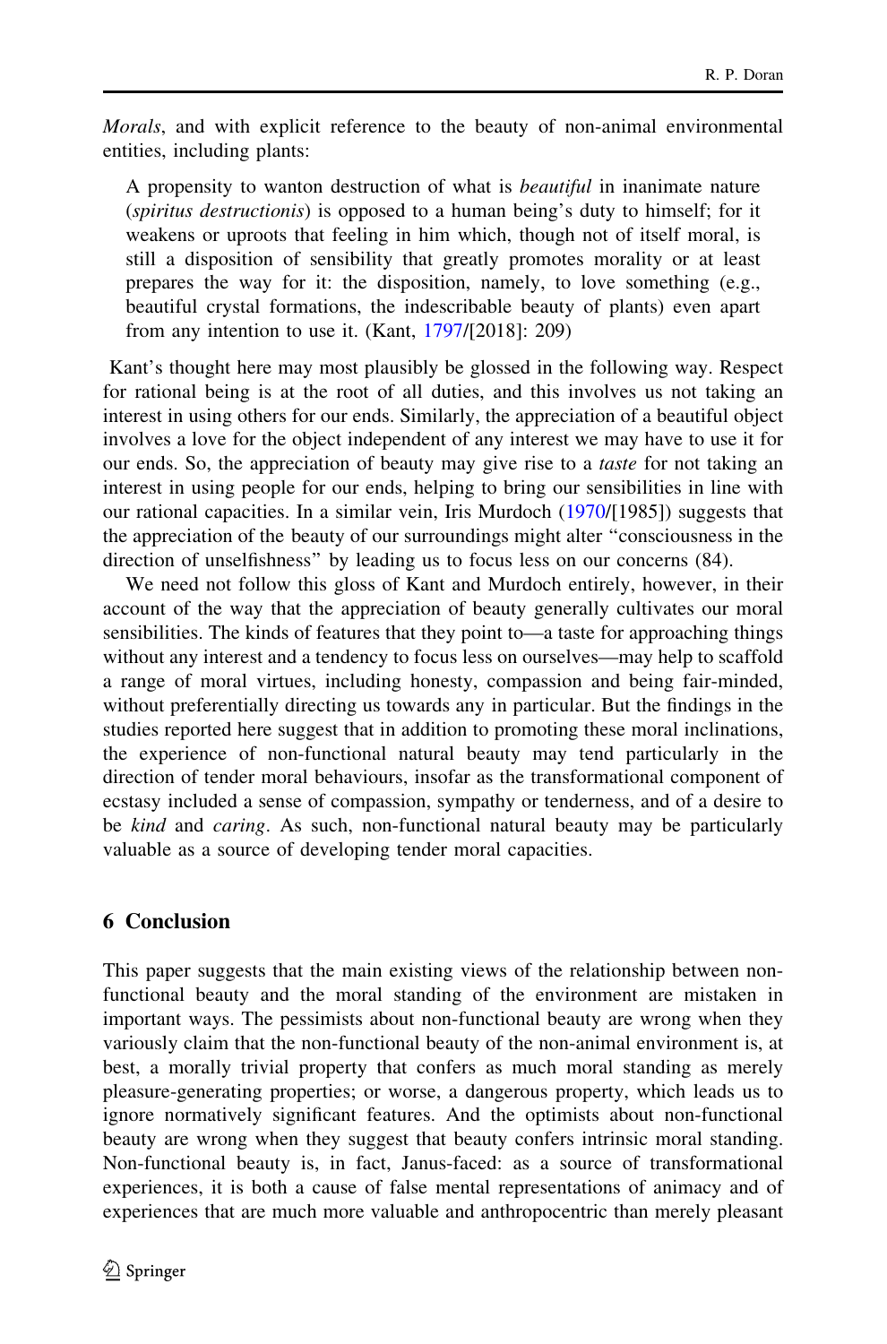*Morals*, and with explicit reference to the beauty of non-animal environmental entities, including plants:

> A propensity to wanton destruction of what is *beautiful* in inanimate nature (*spiritus destructionis*) is opposed to a human being's duty to himself; for it weakens or uproots that feeling in him which, though not of itself moral, is still a disposition of sensibility that greatly promotes morality or at least prepares the way for it: the disposition, namely, to love something (e.g., beautiful crystal formations, the indescribable beauty of plants) even apart from any intention to use it. (Kant, 1797/[2018]: 209)

Kant's thought here may most plausibly be glossed in the following way. Respect for rational being is at the root of all duties, and this involves us not taking an interest in using others for our ends. Similarly, the appreciation of a beautiful object involves a love for the object independent of any interest we may have to use it for our ends. So, the appreciation of beauty may give rise to a *taste* for not taking an interest in using people for our ends, helping to bring our sensibilities in line with our rational capacities. In a similar vein, Iris Murdoch (1970/[1985]) suggests that the appreciation of the beauty of our surroundings might alter "consciousness in the direction of unselfishness" by leading us to focus less on our concerns (84).

We need not follow this gloss of Kant and Murdoch entirely, however, in their account of the way that the appreciation of beauty generally cultivates our moral sensibilities. The kinds of features that they point to—a taste for approaching things without any interest and a tendency to focus less on ourselves—may help to scaffold a range of moral virtues, including honesty, compassion and being fair-minded, without preferentially directing us towards any in particular. But the findings in the studies reported here suggest that in addition to promoting these moral inclinations, the experience of non-functional natural beauty may tend particularly in the direction of tender moral behaviours, insofar as the transformational component of ecstasy included a sense of compassion, sympathy or tenderness, and of a desire to be *kind* and *caring*. As such, non-functional natural beauty may be particularly valuable as a source of developing tender moral capacities.

## 6 Conclusion

This paper suggests that the main existing views of the relationship between non-functional beauty and the moral standing of the environment are mistaken in important ways. The pessimists about non-functional beauty are wrong when they variously claim that the non-functional beauty of the non-animal environment is, at best, a morally trivial property that confers as much moral standing as merely pleasure-generating properties; or worse, a dangerous property, which leads us to ignore normatively significant features. And the optimists about non-functional beauty are wrong when they suggest that beauty confers intrinsic moral standing. Non-functional beauty is, in fact, Janus-faced: as a source of transformational experiences, it is both a cause of false mental representations of animacy and of experiences that are much more valuable and anthropocentric than merely pleasant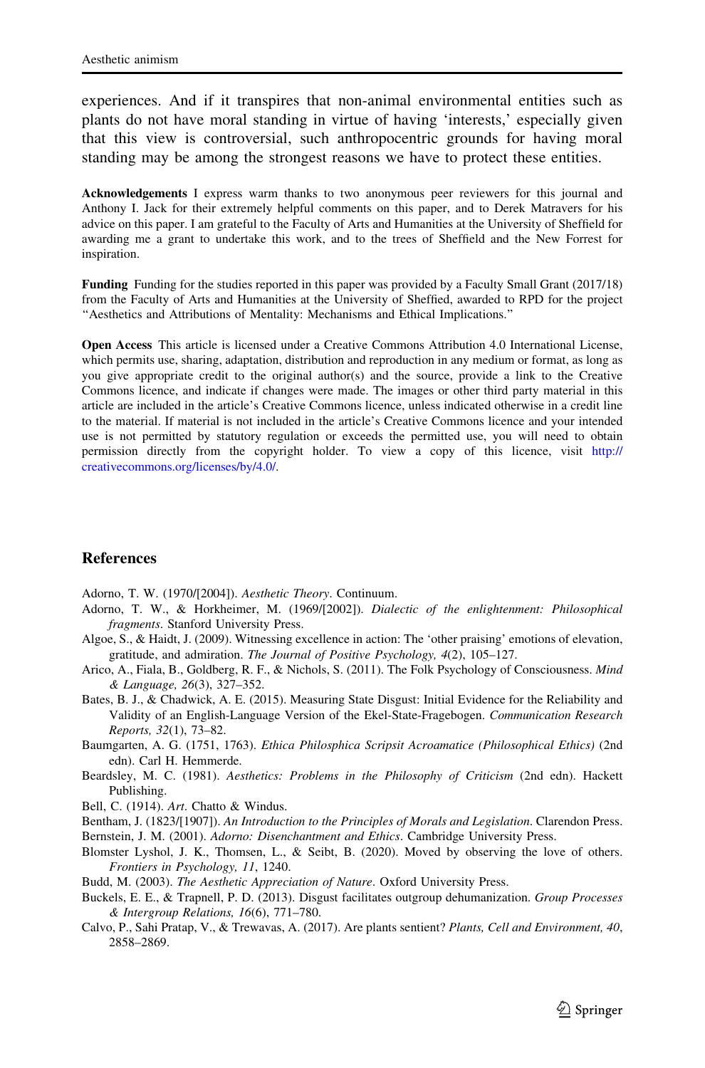experiences. And if it transpires that non-animal environmental entities such as plants do not have moral standing in virtue of having 'interests,' especially given that this view is controversial, such anthropocentric grounds for having moral standing may be among the strongest reasons we have to protect these entities.

**Acknowledgements** I express warm thanks to two anonymous peer reviewers for this journal and Anthony I. Jack for their extremely helpful comments on this paper, and to Derek Matravers for his advice on this paper. I am grateful to the Faculty of Arts and Humanities at the University of Sheffield for awarding me a grant to undertake this work, and to the trees of Sheffield and the New Forrest for inspiration.

**Funding** Funding for the studies reported in this paper was provided by a Faculty Small Grant (2017/18) from the Faculty of Arts and Humanities at the University of Sheffied, awarded to RPD for the project "Aesthetics and Attributions of Mentality: Mechanisms and Ethical Implications."

**Open Access** This article is licensed under a Creative Commons Attribution 4.0 International License, which permits use, sharing, adaptation, distribution and reproduction in any medium or format, as long as you give appropriate credit to the original author(s) and the source, provide a link to the Creative Commons licence, and indicate if changes were made. The images or other third party material in this article are included in the article's Creative Commons licence, unless indicated otherwise in a credit line to the material. If material is not included in the article's Creative Commons licence and your intended use is not permitted by statutory regulation or exceeds the permitted use, you will need to obtain permission directly from the copyright holder. To view a copy of this licence, visit http://creativecommons.org/licenses/by/4.0/.

## References

Adorno, T. W. (1970/[2004]). *Aesthetic Theory*. Continuum.

Adorno, T. W., & Horkheimer, M. (1969/[2002]). *Dialectic of the enlightenment: Philosophical fragments*. Stanford University Press.

Algoe, S., & Haidt, J. (2009). Witnessing excellence in action: The 'other praising' emotions of elevation, gratitude, and admiration. *The Journal of Positive Psychology, 4*(2), 105–127.

Arico, A., Fiala, B., Goldberg, R. F., & Nichols, S. (2011). The Folk Psychology of Consciousness. *Mind & Language, 26*(3), 327–352.

Bates, B. J., & Chadwick, A. E. (2015). Measuring State Disgust: Initial Evidence for the Reliability and Validity of an English-Language Version of the Ekel-State-Fragebogen. *Communication Research Reports, 32*(1), 73–82.

Baumgarten, A. G. (1751, 1763). *Ethica Philosphica Scripsit Acroamatice (Philosophical Ethics)* (2nd edn). Carl H. Hemmerde.

Beardsley, M. C. (1981). *Aesthetics: Problems in the Philosophy of Criticism* (2nd edn). Hackett Publishing.

Bell, C. (1914). *Art*. Chatto & Windus.

Bentham, J. (1823/[1907]). *An Introduction to the Principles of Morals and Legislation*. Clarendon Press.

Bernstein, J. M. (2001). *Adorno: Disenchantment and Ethics*. Cambridge University Press.

Blomster Lyshol, J. K., Thomsen, L., & Seibt, B. (2020). Moved by observing the love of others. *Frontiers in Psychology, 11*, 1240.

Budd, M. (2003). *The Aesthetic Appreciation of Nature*. Oxford University Press.

Buckels, E. E., & Trapnell, P. D. (2013). Disgust facilitates outgroup dehumanization. *Group Processes & Intergroup Relations, 16*(6), 771–780.

Calvo, P., Sahi Pratap, V., & Trewavas, A. (2017). Are plants sentient? *Plants, Cell and Environment, 40*, 2858–2869.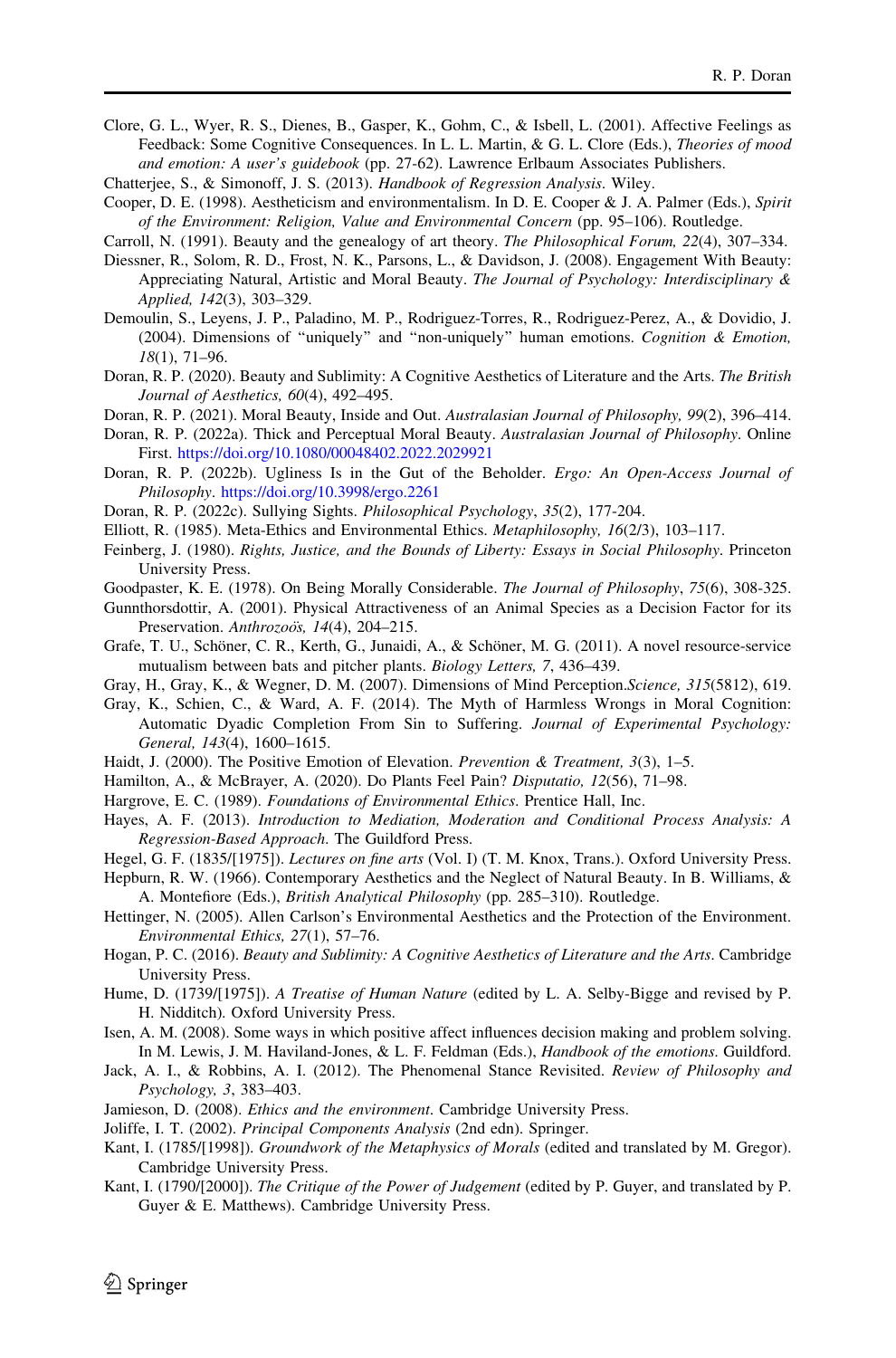Clore, G. L., Wyer, R. S., Dienes, B., Gasper, K., Gohm, C., & Isbell, L. (2001). Affective Feelings as Feedback: Some Cognitive Consequences. In L. L. Martin, & G. L. Clore (Eds.), *Theories of mood and emotion: A user's guidebook* (pp. 27-62). Lawrence Erlbaum Associates Publishers.

Chatterjee, S., & Simonoff, J. S. (2013). *Handbook of Regression Analysis*. Wiley.

Cooper, D. E. (1998). Aestheticism and environmentalism. In D. E. Cooper & J. A. Palmer (Eds.), *Spirit of the Environment: Religion, Value and Environmental Concern* (pp. 95–106). Routledge.

Carroll, N. (1991). Beauty and the genealogy of art theory. *The Philosophical Forum, 22*(4), 307–334.

Diessner, R., Solom, R. D., Frost, N. K., Parsons, L., & Davidson, J. (2008). Engagement With Beauty: Appreciating Natural, Artistic and Moral Beauty. *The Journal of Psychology: Interdisciplinary & Applied, 142*(3), 303–329.

Demoulin, S., Leyens, J. P., Paladino, M. P., Rodriguez-Torres, R., Rodriguez-Perez, A., & Dovidio, J. (2004). Dimensions of "uniquely" and "non-uniquely" human emotions. *Cognition & Emotion, 18*(1), 71–96.

Doran, R. P. (2020). Beauty and Sublimity: A Cognitive Aesthetics of Literature and the Arts. *The British Journal of Aesthetics, 60*(4), 492–495.

Doran, R. P. (2021). Moral Beauty, Inside and Out. *Australasian Journal of Philosophy, 99*(2), 396–414.

Doran, R. P. (2022a). Thick and Perceptual Moral Beauty. *Australasian Journal of Philosophy*. Online First. https://doi.org/10.1080/00048402.2022.2029921

Doran, R. P. (2022b). Ugliness Is in the Gut of the Beholder. *Ergo: An Open-Access Journal of Philosophy*. https://doi.org/10.3998/ergo.2261

Doran, R. P. (2022c). Sullying Sights. *Philosophical Psychology*, *35*(2), 177-204.

Elliott, R. (1985). Meta-Ethics and Environmental Ethics. *Metaphilosophy, 16*(2/3), 103–117.

Feinberg, J. (1980). *Rights, Justice, and the Bounds of Liberty: Essays in Social Philosophy*. Princeton University Press.

Goodpaster, K. E. (1978). On Being Morally Considerable. *The Journal of Philosophy*, *75*(6), 308-325.

Gunnthorsdottir, A. (2001). Physical Attractiveness of an Animal Species as a Decision Factor for its Preservation. *Anthrozoös, 14*(4), 204–215.

Grafe, T. U., Schöner, C. R., Kerth, G., Junaidi, A., & Schöner, M. G. (2011). A novel resource-service mutualism between bats and pitcher plants. *Biology Letters, 7*, 436–439.

Gray, H., Gray, K., & Wegner, D. M. (2007). Dimensions of Mind Perception.*Science, 315*(5812), 619.

Gray, K., Schien, C., & Ward, A. F. (2014). The Myth of Harmless Wrongs in Moral Cognition: Automatic Dyadic Completion From Sin to Suffering. *Journal of Experimental Psychology: General, 143*(4), 1600–1615.

Haidt, J. (2000). The Positive Emotion of Elevation. *Prevention & Treatment, 3*(3), 1–5.

Hamilton, A., & McBrayer, A. (2020). Do Plants Feel Pain? *Disputatio, 12*(56), 71–98.

Hargrove, E. C. (1989). *Foundations of Environmental Ethics*. Prentice Hall, Inc.

Hayes, A. F. (2013). *Introduction to Mediation, Moderation and Conditional Process Analysis: A Regression-Based Approach*. The Guildford Press.

Hegel, G. F. (1835/[1975]). *Lectures on fine arts* (Vol. I) (T. M. Knox, Trans.). Oxford University Press.

Hepburn, R. W. (1966). Contemporary Aesthetics and the Neglect of Natural Beauty. In B. Williams, & A. Montefiore (Eds.), *British Analytical Philosophy* (pp. 285–310). Routledge.

Hettinger, N. (2005). Allen Carlson's Environmental Aesthetics and the Protection of the Environment. *Environmental Ethics, 27*(1), 57–76.

Hogan, P. C. (2016). *Beauty and Sublimity: A Cognitive Aesthetics of Literature and the Arts*. Cambridge University Press.

Hume, D. (1739/[1975]). *A Treatise of Human Nature* (edited by L. A. Selby-Bigge and revised by P. H. Nidditch). Oxford University Press.

Isen, A. M. (2008). Some ways in which positive affect influences decision making and problem solving. In M. Lewis, J. M. Haviland-Jones, & L. F. Feldman (Eds.), *Handbook of the emotions*. Guildford.

Jack, A. I., & Robbins, A. I. (2012). The Phenomenal Stance Revisited. *Review of Philosophy and Psychology, 3*, 383–403.

Jamieson, D. (2008). *Ethics and the environment*. Cambridge University Press.

Joliffe, I. T. (2002). *Principal Components Analysis* (2nd edn). Springer.

Kant, I. (1785/[1998]). *Groundwork of the Metaphysics of Morals* (edited and translated by M. Gregor). Cambridge University Press.

Kant, I. (1790/[2000]). *The Critique of the Power of Judgement* (edited by P. Guyer, and translated by P. Guyer & E. Matthews). Cambridge University Press.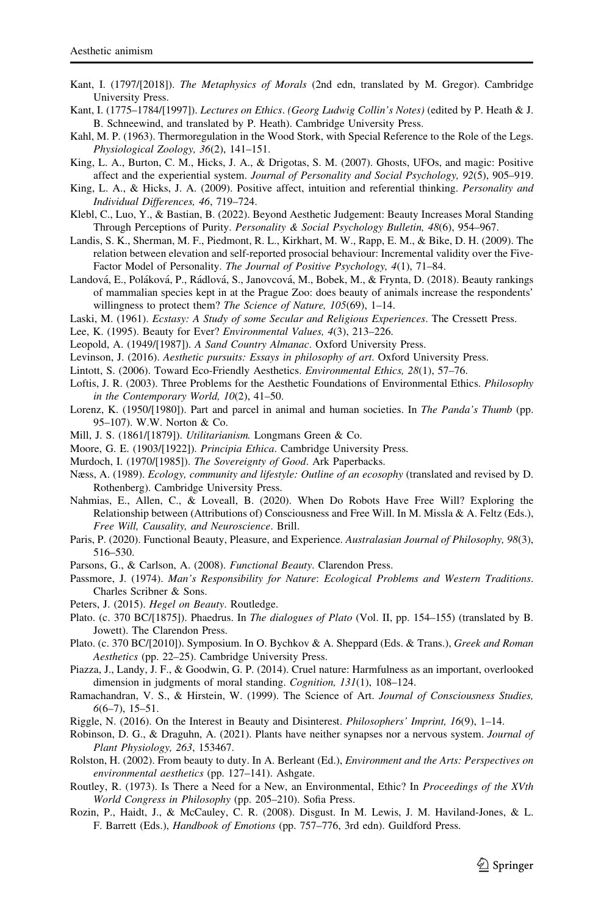Kant, I. (1797/[2018]). *The Metaphysics of Morals* (2nd edn, translated by M. Gregor). Cambridge University Press.

Kant, I. (1775–1784/[1997]). *Lectures on Ethics*. *(Georg Ludwig Collin's Notes)* (edited by P. Heath & J. B. Schneewind, and translated by P. Heath). Cambridge University Press.

Kahl, M. P. (1963). Thermoregulation in the Wood Stork, with Special Reference to the Role of the Legs. *Physiological Zoology, 36*(2), 141–151.

King, L. A., Burton, C. M., Hicks, J. A., & Drigotas, S. M. (2007). Ghosts, UFOs, and magic: Positive affect and the experiential system. *Journal of Personality and Social Psychology, 92*(5), 905–919.

King, L. A., & Hicks, J. A. (2009). Positive affect, intuition and referential thinking. *Personality and Individual Differences, 46*, 719–724.

Klebl, C., Luo, Y., & Bastian, B. (2022). Beyond Aesthetic Judgement: Beauty Increases Moral Standing Through Perceptions of Purity. *Personality & Social Psychology Bulletin, 48*(6), 954–967.

Landis, S. K., Sherman, M. F., Piedmont, R. L., Kirkhart, M. W., Rapp, E. M., & Bike, D. H. (2009). The relation between elevation and self-reported prosocial behaviour: Incremental validity over the Five-Factor Model of Personality. *The Journal of Positive Psychology, 4*(1), 71–84.

Landová, E., Poláková, P., Rádlová, S., Janovcová, M., Bobek, M., & Frynta, D. (2018). Beauty rankings of mammalian species kept in at the Prague Zoo: does beauty of animals increase the respondents' willingness to protect them? *The Science of Nature, 105*(69), 1–14.

Laski, M. (1961). *Ecstasy: A Study of some Secular and Religious Experiences*. The Cressett Press.

Lee, K. (1995). Beauty for Ever? *Environmental Values, 4*(3), 213–226.

Leopold, A. (1949/[1987]). *A Sand Country Almanac*. Oxford University Press.

Levinson, J. (2016). *Aesthetic pursuits: Essays in philosophy of art*. Oxford University Press.

Lintott, S. (2006). Toward Eco-Friendly Aesthetics. *Environmental Ethics, 28*(1), 57–76.

Loftis, J. R. (2003). Three Problems for the Aesthetic Foundations of Environmental Ethics. *Philosophy in the Contemporary World, 10*(2), 41–50.

Lorenz, K. (1950/[1980]). Part and parcel in animal and human societies. In *The Panda's Thumb* (pp. 95–107). W.W. Norton & Co.

Mill, J. S. (1861/[1879]). *Utilitarianism.* Longmans Green & Co.

Moore, G. E. (1903/[1922]). *Principia Ethica*. Cambridge University Press.

Murdoch, I. (1970/[1985]). *The Sovereignty of Good*. Ark Paperbacks.

Næss, A. (1989). *Ecology, community and lifestyle: Outline of an ecosophy* (translated and revised by D. Rothenberg). Cambridge University Press.

Nahmias, E., Allen, C., & Loveall, B. (2020). When Do Robots Have Free Will? Exploring the Relationship between (Attributions of) Consciousness and Free Will. In M. Missla & A. Feltz (Eds.), *Free Will, Causality, and Neuroscience*. Brill.

Paris, P. (2020). Functional Beauty, Pleasure, and Experience. *Australasian Journal of Philosophy, 98*(3), 516–530.

Parsons, G., & Carlson, A. (2008). *Functional Beauty*. Clarendon Press.

Passmore, J. (1974). *Man's Responsibility for Nature*: *Ecological Problems and Western Traditions*. Charles Scribner & Sons.

Peters, J. (2015). *Hegel on Beauty*. Routledge.

Plato. (c. 370 BC/[1875]). Phaedrus. In *The dialogues of Plato* (Vol. II, pp. 154–155) (translated by B. Jowett). The Clarendon Press.

Plato. (c. 370 BC/[2010]). Symposium. In O. Bychkov & A. Sheppard (Eds. & Trans.), *Greek and Roman Aesthetics* (pp. 22–25). Cambridge University Press.

Piazza, J., Landy, J. F., & Goodwin, G. P. (2014). Cruel nature: Harmfulness as an important, overlooked dimension in judgments of moral standing. *Cognition, 131*(1), 108–124.

Ramachandran, V. S., & Hirstein, W. (1999). The Science of Art. *Journal of Consciousness Studies, 6*(6–7), 15–51.

Riggle, N. (2016). On the Interest in Beauty and Disinterest. *Philosophers' Imprint, 16*(9), 1–14.

Robinson, D. G., & Draguhn, A. (2021). Plants have neither synapses nor a nervous system. *Journal of Plant Physiology, 263*, 153467.

Rolston, H. (2002). From beauty to duty. In A. Berleant (Ed.), *Environment and the Arts: Perspectives on environmental aesthetics* (pp. 127–141). Ashgate.

Routley, R. (1973). Is There a Need for a New, an Environmental, Ethic? In *Proceedings of the XVth World Congress in Philosophy* (pp. 205–210). Sofia Press.

Rozin, P., Haidt, J., & McCauley, C. R. (2008). Disgust. In M. Lewis, J. M. Haviland-Jones, & L. F. Barrett (Eds.), *Handbook of Emotions* (pp. 757–776, 3rd edn). Guildford Press.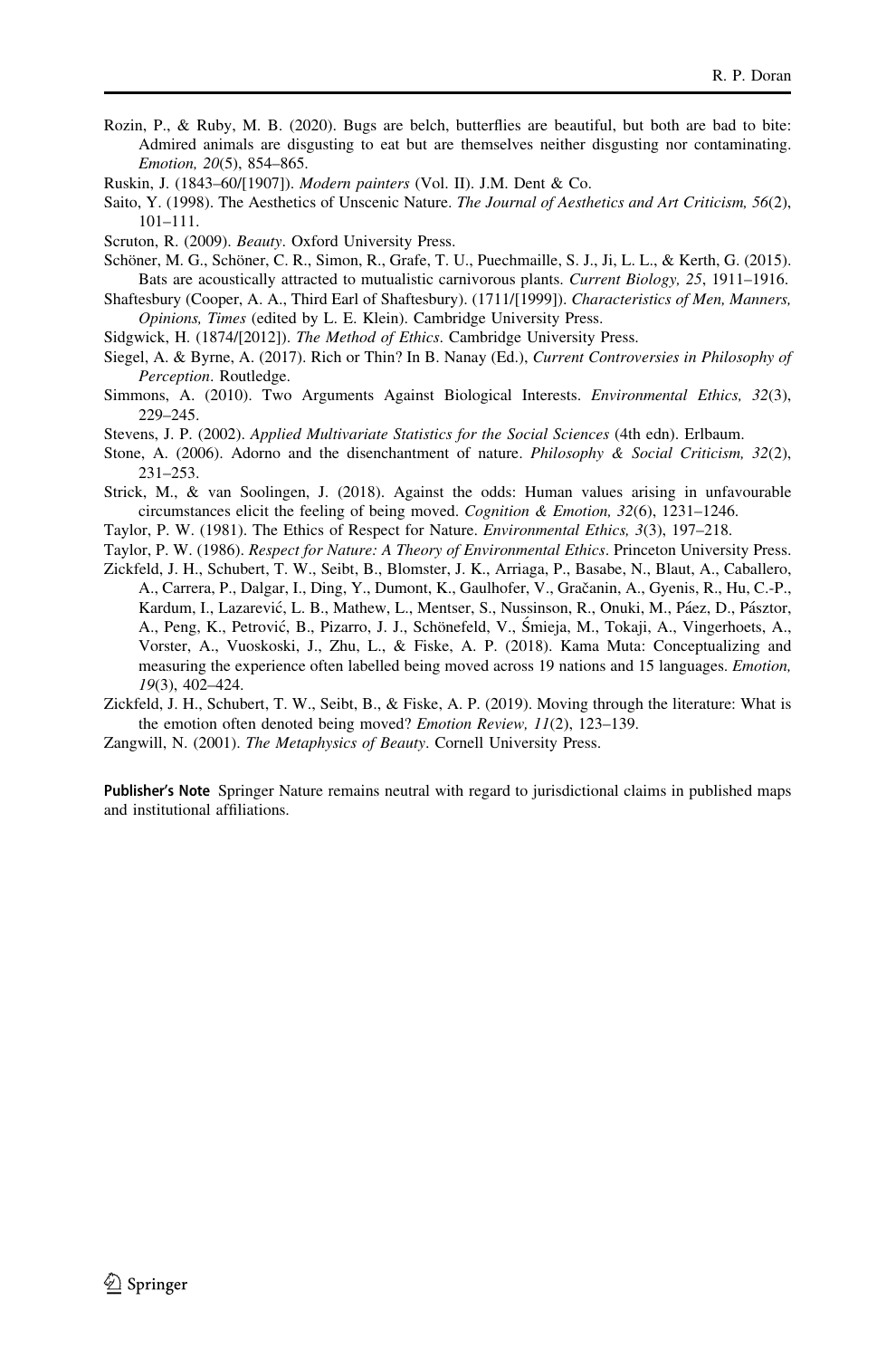Rozin, P., & Ruby, M. B. (2020). Bugs are belch, butterflies are beautiful, but both are bad to bite: Admired animals are disgusting to eat but are themselves neither disgusting nor contaminating. *Emotion, 20*(5), 854–865.

Ruskin, J. (1843–60/[1907]). *Modern painters* (Vol. II). J.M. Dent & Co.

Saito, Y. (1998). The Aesthetics of Unscenic Nature. *The Journal of Aesthetics and Art Criticism, 56*(2), 101–111.

Scruton, R. (2009). *Beauty*. Oxford University Press.

Schöner, M. G., Schöner, C. R., Simon, R., Grafe, T. U., Puechmaille, S. J., Ji, L. L., & Kerth, G. (2015). Bats are acoustically attracted to mutualistic carnivorous plants. *Current Biology, 25*, 1911–1916.

Shaftesbury (Cooper, A. A., Third Earl of Shaftesbury). (1711/[1999]). *Characteristics of Men, Manners, Opinions, Times* (edited by L. E. Klein). Cambridge University Press.

Sidgwick, H. (1874/[2012]). *The Method of Ethics*. Cambridge University Press.

Siegel, A. & Byrne, A. (2017). Rich or Thin? In B. Nanay (Ed.), *Current Controversies in Philosophy of Perception*. Routledge.

Simmons, A. (2010). Two Arguments Against Biological Interests. *Environmental Ethics, 32*(3), 229–245.

Stevens, J. P. (2002). *Applied Multivariate Statistics for the Social Sciences* (4th edn). Erlbaum.

Stone, A. (2006). Adorno and the disenchantment of nature. *Philosophy & Social Criticism, 32*(2), 231–253.

Strick, M., & van Soolingen, J. (2018). Against the odds: Human values arising in unfavourable circumstances elicit the feeling of being moved. *Cognition & Emotion, 32*(6), 1231–1246.

Taylor, P. W. (1981). The Ethics of Respect for Nature. *Environmental Ethics, 3*(3), 197–218.

Taylor, P. W. (1986). *Respect for Nature: A Theory of Environmental Ethics*. Princeton University Press.

Zickfeld, J. H., Schubert, T. W., Seibt, B., Blomster, J. K., Arriaga, P., Basabe, N., Blaut, A., Caballero, A., Carrera, P., Dalgar, I., Ding, Y., Dumont, K., Gaulhofer, V., Gračanin, A., Gyenis, R., Hu, C.-P., Kardum, I., Lazarević, L. B., Mathew, L., Mentser, S., Nussinson, R., Onuki, M., Páez, D., Pásztor, A., Peng, K., Petrović, B., Pizarro, J. J., Schönefeld, V., Śmieja, M., Tokaji, A., Vingerhoets, A., Vorster, A., Vuoskoski, J., Zhu, L., & Fiske, A. P. (2018). Kama Muta: Conceptualizing and measuring the experience often labelled being moved across 19 nations and 15 languages. *Emotion, 19*(3), 402–424.

Zickfeld, J. H., Schubert, T. W., Seibt, B., & Fiske, A. P. (2019). Moving through the literature: What is the emotion often denoted being moved? *Emotion Review, 11*(2), 123–139.

Zangwill, N. (2001). *The Metaphysics of Beauty*. Cornell University Press.

**Publisher's Note** Springer Nature remains neutral with regard to jurisdictional claims in published maps and institutional affiliations.